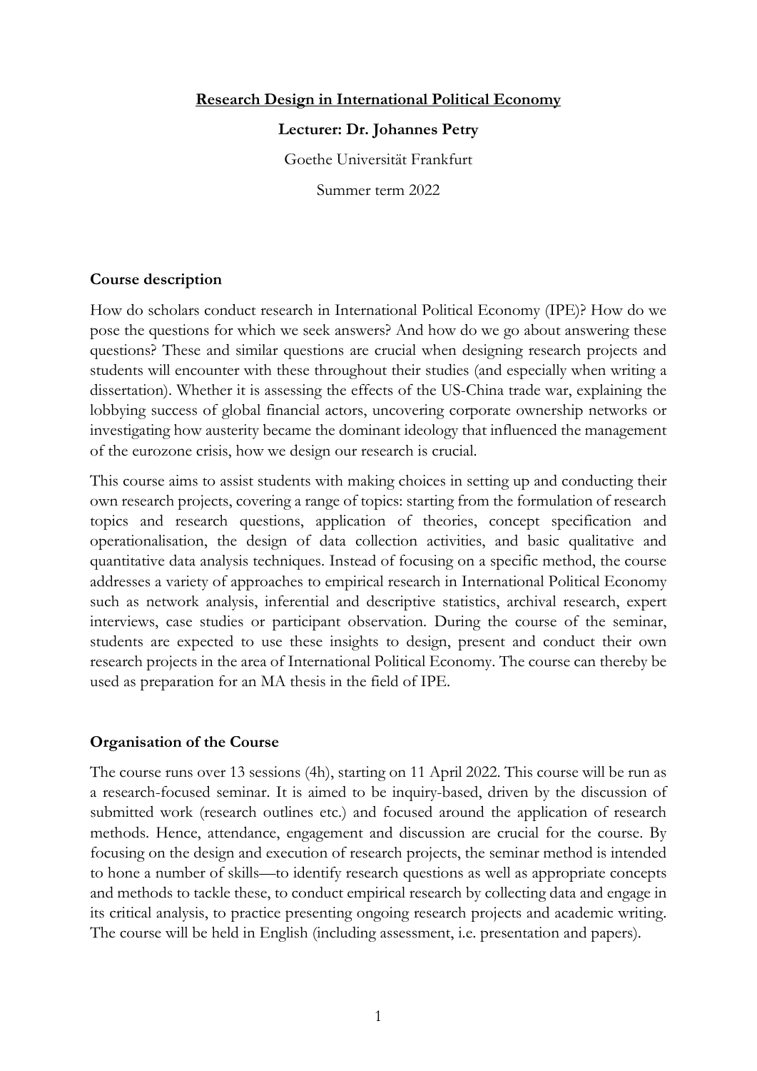# Research Design in International Political Economy

**Lecturer: Dr. Johannes Petry**

Goethe Universität Frankfurt

Summer term 2022

## Course description

How do scholars conduct research in International Political Economy (IPE)? How do we pose the questions for which we seek answers? And how do we go about answering these questions? These and similar questions are crucial when designing research projects and students will encounter with these throughout their studies (and especially when writing a dissertation). Whether it is assessing the effects of the US-China trade war, explaining the lobbying success of global financial actors, uncovering corporate ownership networks or investigating how austerity became the dominant ideology that influenced the management of the eurozone crisis, how we design our research is crucial.

This course aims to assist students with making choices in setting up and conducting their own research projects, covering a range of topics: starting from the formulation of research topics and research questions, application of theories, concept specification and operationalisation, the design of data collection activities, and basic qualitative and quantitative data analysis techniques. Instead of focusing on a specific method, the course addresses a variety of approaches to empirical research in International Political Economy such as network analysis, inferential and descriptive statistics, archival research, expert interviews, case studies or participant observation. During the course of the seminar, students are expected to use these insights to design, present and conduct their own research projects in the area of International Political Economy. The course can thereby be used as preparation for an MA thesis in the field of IPE.

## Organisation of the Course

The course runs over 13 sessions (4h), starting on 11 April 2022. This course will be run as a research-focused seminar. It is aimed to be inquiry-based, driven by the discussion of submitted work (research outlines etc.) and focused around the application of research methods. Hence, attendance, engagement and discussion are crucial for the course. By focusing on the design and execution of research projects, the seminar method is intended to hone a number of skills—to identify research questions as well as appropriate concepts and methods to tackle these, to conduct empirical research by collecting data and engage in its critical analysis, to practice presenting ongoing research projects and academic writing. The course will be held in English (including assessment, i.e. presentation and papers).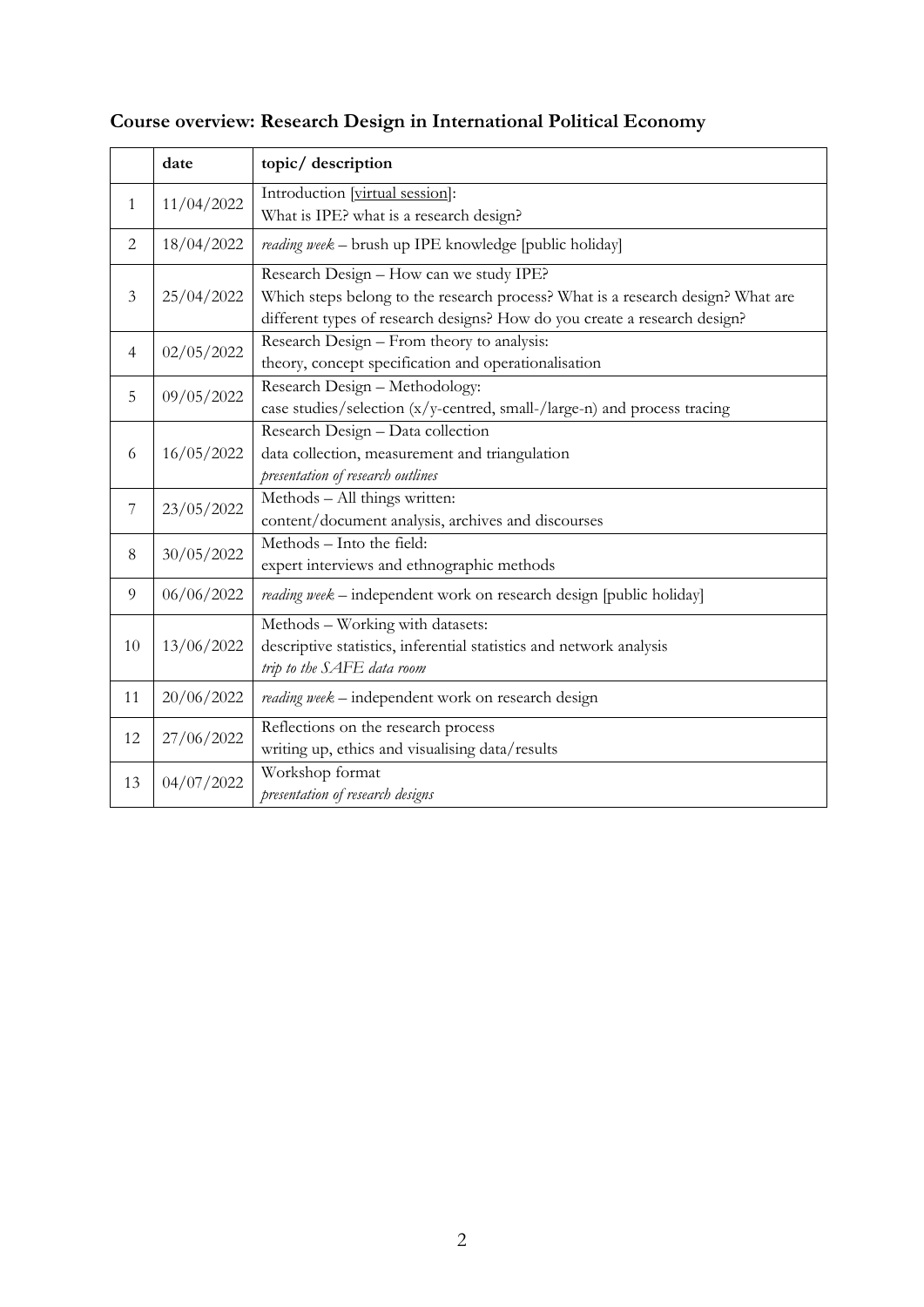## Course overview: Research Design in International Political Economy

| | date | topic/ description |
|---|---|---|
| 1 | 11/04/2022 | Introduction [virtual session]:<br>What is IPE? what is a research design? |
| 2 | 18/04/2022 | *reading week* – brush up IPE knowledge [public holiday] |
| 3 | 25/04/2022 | Research Design – How can we study IPE?<br>Which steps belong to the research process? What is a research design? What are different types of research designs? How do you create a research design? |
| 4 | 02/05/2022 | Research Design – From theory to analysis:<br>theory, concept specification and operationalisation |
| 5 | 09/05/2022 | Research Design – Methodology:<br>case studies/selection (x/y-centred, small-/large-n) and process tracing |
| 6 | 16/05/2022 | Research Design – Data collection<br>data collection, measurement and triangulation<br>*presentation of research outlines* |
| 7 | 23/05/2022 | Methods – All things written:<br>content/document analysis, archives and discourses |
| 8 | 30/05/2022 | Methods – Into the field:<br>expert interviews and ethnographic methods |
| 9 | 06/06/2022 | *reading week* – independent work on research design [public holiday] |
| 10 | 13/06/2022 | Methods – Working with datasets:<br>descriptive statistics, inferential statistics and network analysis<br>*trip to the SAFE data room* |
| 11 | 20/06/2022 | *reading week* – independent work on research design |
| 12 | 27/06/2022 | Reflections on the research process<br>writing up, ethics and visualising data/results |
| 13 | 04/07/2022 | Workshop format<br>*presentation of research designs* |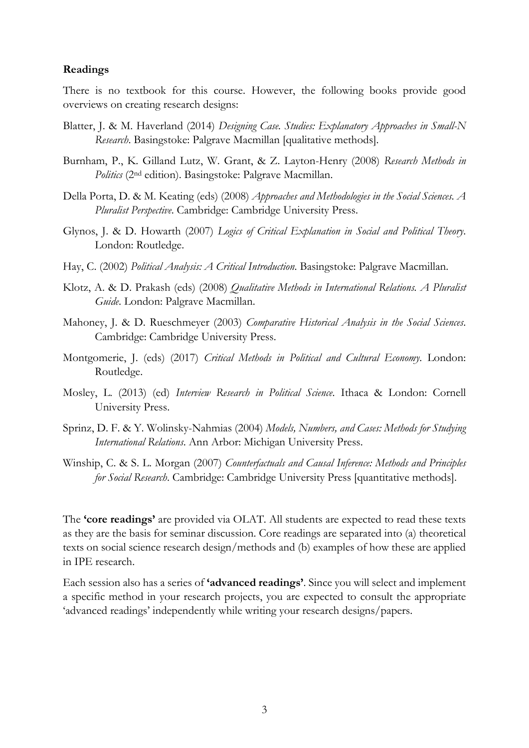**Readings**

There is no textbook for this course. However, the following books provide good overviews on creating research designs:

Blatter, J. & M. Haverland (2014) *Designing Case. Studies: Explanatory Approaches in Small-N Research*. Basingstoke: Palgrave Macmillan [qualitative methods].

Burnham, P., K. Gilland Lutz, W. Grant, & Z. Layton-Henry (2008) *Research Methods in Politics* (2nd edition). Basingstoke: Palgrave Macmillan.

Della Porta, D. & M. Keating (eds) (2008) *Approaches and Methodologies in the Social Sciences. A Pluralist Perspective*. Cambridge: Cambridge University Press.

Glynos, J. & D. Howarth (2007) *Logics of Critical Explanation in Social and Political Theory*. London: Routledge.

Hay, C. (2002) *Political Analysis: A Critical Introduction*. Basingstoke: Palgrave Macmillan.

Klotz, A. & D. Prakash (eds) (2008) *Qualitative Methods in International Relations. A Pluralist Guide*. London: Palgrave Macmillan.

Mahoney, J. & D. Rueschmeyer (2003) *Comparative Historical Analysis in the Social Sciences*. Cambridge: Cambridge University Press.

Montgomerie, J. (eds) (2017) *Critical Methods in Political and Cultural Economy*. London: Routledge.

Mosley, L. (2013) (ed) *Interview Research in Political Science*. Ithaca & London: Cornell University Press.

Sprinz, D. F. & Y. Wolinsky-Nahmias (2004) *Models, Numbers, and Cases: Methods for Studying International Relations*. Ann Arbor: Michigan University Press.

Winship, C. & S. L. Morgan (2007) *Counterfactuals and Causal Inference: Methods and Principles for Social Research*. Cambridge: Cambridge University Press [quantitative methods].

The **'core readings'** are provided via OLAT. All students are expected to read these texts as they are the basis for seminar discussion. Core readings are separated into (a) theoretical texts on social science research design/methods and (b) examples of how these are applied in IPE research.

Each session also has a series of **'advanced readings'**. Since you will select and implement a specific method in your research projects, you are expected to consult the appropriate 'advanced readings' independently while writing your research designs/papers.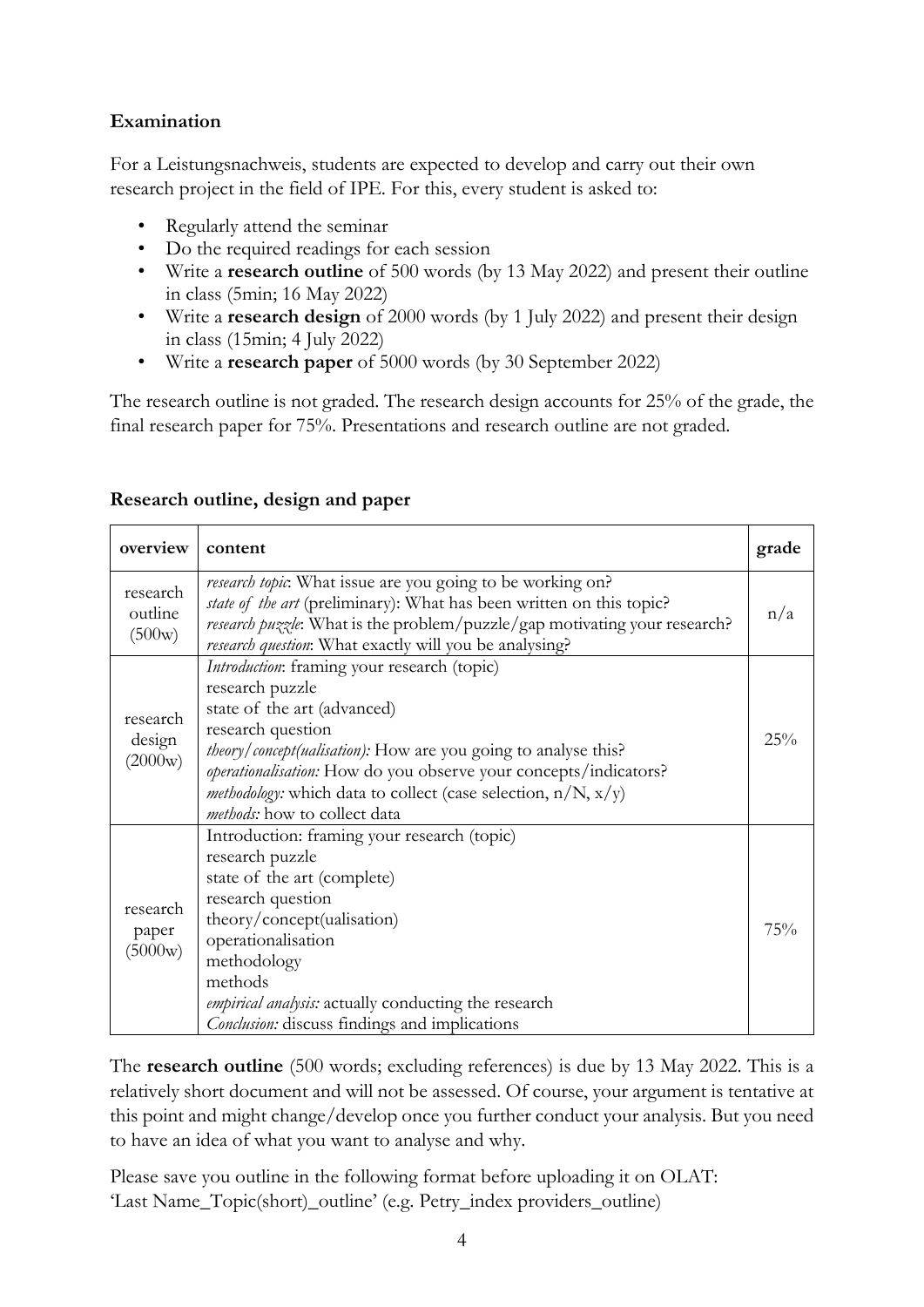**Examination**

For a Leistungsnachweis, students are expected to develop and carry out their own research project in the field of IPE. For this, every student is asked to:

- Regularly attend the seminar
- Do the required readings for each session
- Write a **research outline** of 500 words (by 13 May 2022) and present their outline in class (5min; 16 May 2022)
- Write a **research design** of 2000 words (by 1 July 2022) and present their design in class (15min; 4 July 2022)
- Write a **research paper** of 5000 words (by 30 September 2022)

The research outline is not graded. The research design accounts for 25% of the grade, the final research paper for 75%. Presentations and research outline are not graded.

**Research outline, design and paper**

| overview | content | grade |
|---|---|---|
| research outline (500w) | *research topic*: What issue are you going to be working on?<br>*state of the art* (preliminary): What has been written on this topic?<br>*research puzzle*: What is the problem/puzzle/gap motivating your research?<br>*research question*: What exactly will you be analysing? | n/a |
| research design (2000w) | *Introduction*: framing your research (topic)<br>research puzzle<br>state of the art (advanced)<br>research question<br>*theory/concept(ualisation):* How are you going to analyse this?<br>*operationalisation:* How do you observe your concepts/indicators?<br>*methodology:* which data to collect (case selection, n/N, x/y)<br>*methods:* how to collect data | 25% |
| research paper (5000w) | Introduction: framing your research (topic)<br>research puzzle<br>state of the art (complete)<br>research question<br>theory/concept(ualisation)<br>operationalisation<br>methodology<br>methods<br>*empirical analysis:* actually conducting the research<br>*Conclusion:* discuss findings and implications | 75% |

The **research outline** (500 words; excluding references) is due by 13 May 2022. This is a relatively short document and will not be assessed. Of course, your argument is tentative at this point and might change/develop once you further conduct your analysis. But you need to have an idea of what you want to analyse and why.

Please save you outline in the following format before uploading it on OLAT: 'Last Name_Topic(short)_outline' (e.g. Petry_index providers_outline)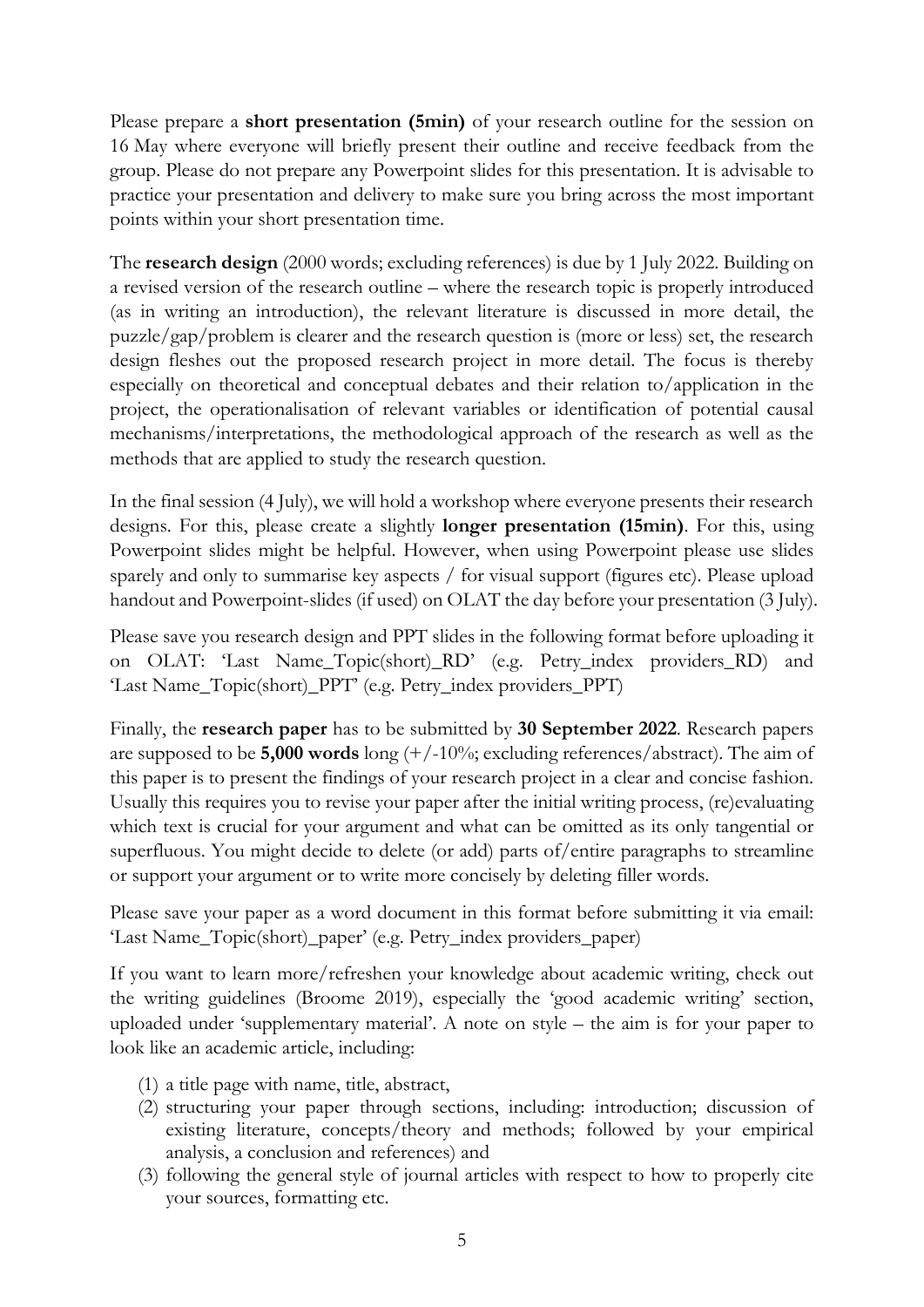Please prepare a **short presentation (5min)** of your research outline for the session on 16 May where everyone will briefly present their outline and receive feedback from the group. Please do not prepare any Powerpoint slides for this presentation. It is advisable to practice your presentation and delivery to make sure you bring across the most important points within your short presentation time.

The **research design** (2000 words; excluding references) is due by 1 July 2022. Building on a revised version of the research outline – where the research topic is properly introduced (as in writing an introduction), the relevant literature is discussed in more detail, the puzzle/gap/problem is clearer and the research question is (more or less) set, the research design fleshes out the proposed research project in more detail. The focus is thereby especially on theoretical and conceptual debates and their relation to/application in the project, the operationalisation of relevant variables or identification of potential causal mechanisms/interpretations, the methodological approach of the research as well as the methods that are applied to study the research question.

In the final session (4 July), we will hold a workshop where everyone presents their research designs. For this, please create a slightly **longer presentation (15min)**. For this, using Powerpoint slides might be helpful. However, when using Powerpoint please use slides sparely and only to summarise key aspects / for visual support (figures etc). Please upload handout and Powerpoint-slides (if used) on OLAT the day before your presentation (3 July).

Please save you research design and PPT slides in the following format before uploading it on OLAT: 'Last Name_Topic(short)_RD' (e.g. Petry_index providers_RD) and 'Last Name_Topic(short)_PPT' (e.g. Petry_index providers_PPT)

Finally, the **research paper** has to be submitted by **30 September 2022**. Research papers are supposed to be **5,000 words** long (+/-10%; excluding references/abstract). The aim of this paper is to present the findings of your research project in a clear and concise fashion. Usually this requires you to revise your paper after the initial writing process, (re)evaluating which text is crucial for your argument and what can be omitted as its only tangential or superfluous. You might decide to delete (or add) parts of/entire paragraphs to streamline or support your argument or to write more concisely by deleting filler words.

Please save your paper as a word document in this format before submitting it via email: 'Last Name_Topic(short)_paper' (e.g. Petry_index providers_paper)

If you want to learn more/refreshen your knowledge about academic writing, check out the writing guidelines (Broome 2019), especially the 'good academic writing' section, uploaded under 'supplementary material'. A note on style – the aim is for your paper to look like an academic article, including:

(1) a title page with name, title, abstract,
(2) structuring your paper through sections, including: introduction; discussion of existing literature, concepts/theory and methods; followed by your empirical analysis, a conclusion and references) and
(3) following the general style of journal articles with respect to how to properly cite your sources, formatting etc.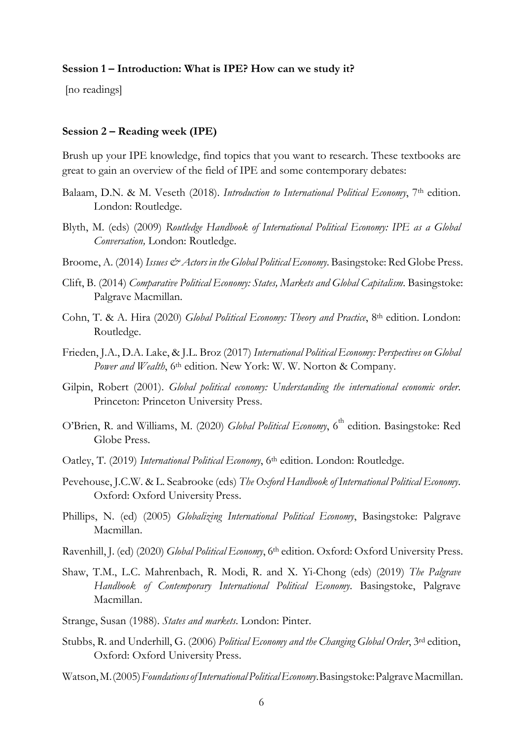**Session 1 – Introduction: What is IPE? How can we study it?**

[no readings]

**Session 2 – Reading week (IPE)**

Brush up your IPE knowledge, find topics that you want to research. These textbooks are great to gain an overview of the field of IPE and some contemporary debates:

Balaam, D.N. & M. Veseth (2018). *Introduction to International Political Economy*, 7th edition. London: Routledge.

Blyth, M. (eds) (2009) *Routledge Handbook of International Political Economy: IPE as a Global Conversation,* London: Routledge.

Broome, A. (2014) *Issues & Actors in the Global Political Economy*. Basingstoke: Red Globe Press.

Clift, B. (2014) *Comparative Political Economy: States, Markets and Global Capitalism*. Basingstoke: Palgrave Macmillan.

Cohn, T. & A. Hira (2020) *Global Political Economy: Theory and Practice*, 8th edition. London: Routledge.

Frieden, J.A., D.A. Lake, & J.L. Broz (2017) *International Political Economy: Perspectives on Global Power and Wealth*, 6th edition. New York: W. W. Norton & Company.

Gilpin, Robert (2001). *Global political economy: Understanding the international economic order*. Princeton: Princeton University Press.

O'Brien, R. and Williams, M. (2020) *Global Political Economy*, 6th edition. Basingstoke: Red Globe Press.

Oatley, T. (2019) *International Political Economy*, 6th edition. London: Routledge.

Pevehouse, J.C.W. & L. Seabrooke (eds) *The Oxford Handbook of International Political Economy*. Oxford: Oxford University Press.

Phillips, N. (ed) (2005) *Globalizing International Political Economy*, Basingstoke: Palgrave Macmillan.

Ravenhill, J. (ed) (2020) *Global Political Economy*, 6th edition. Oxford: Oxford University Press.

Shaw, T.M., L.C. Mahrenbach, R. Modi, R. and X. Yi-Chong (eds) (2019) *The Palgrave Handbook of Contemporary International Political Economy*. Basingstoke, Palgrave Macmillan.

Strange, Susan (1988). *States and markets*. London: Pinter.

Stubbs, R. and Underhill, G. (2006) *Political Economy and the Changing Global Order*, 3rd edition, Oxford: Oxford University Press.

Watson, M. (2005) *Foundations of International Political Economy*. Basingstoke: Palgrave Macmillan.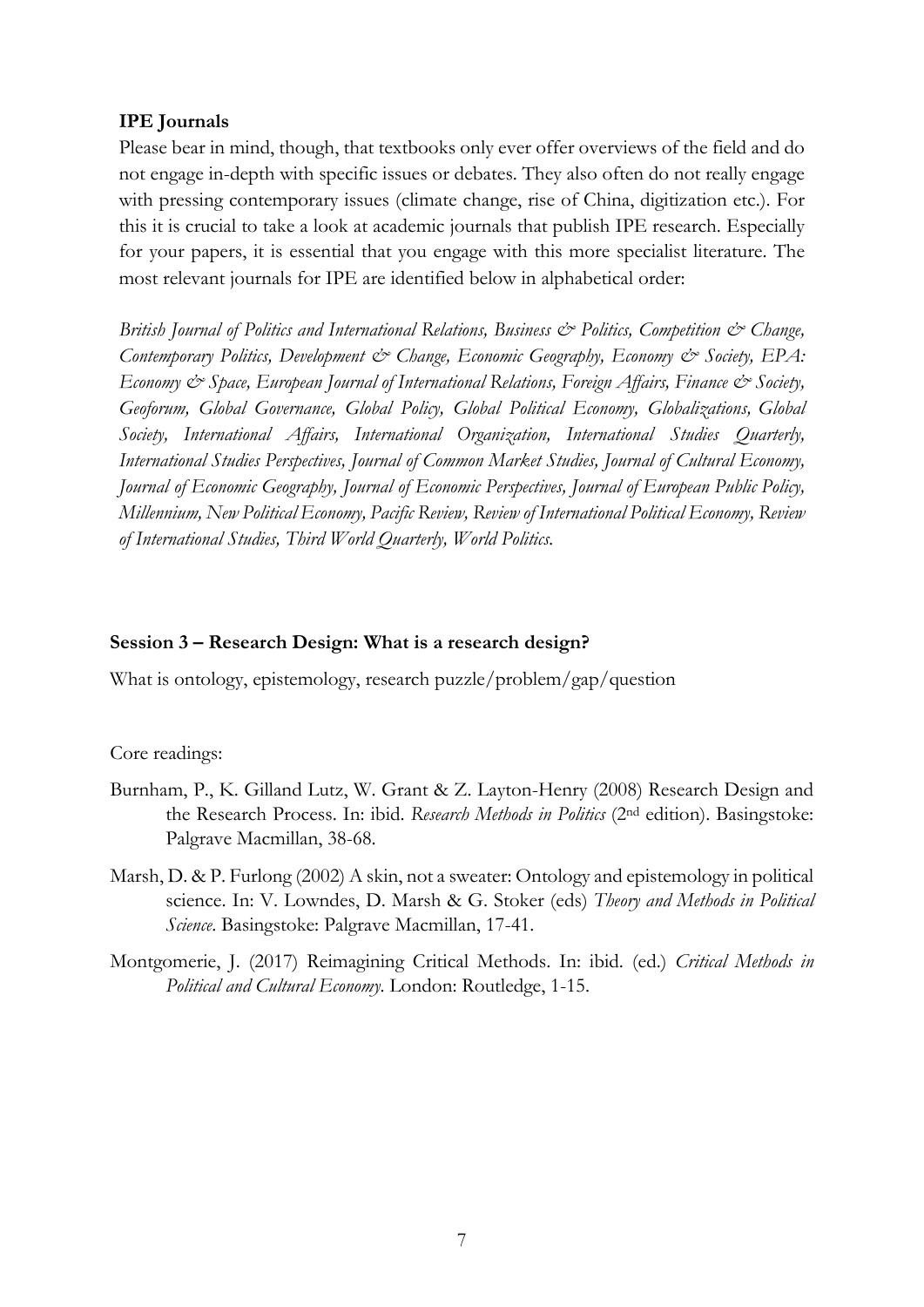**IPE Journals**

Please bear in mind, though, that textbooks only ever offer overviews of the field and do not engage in-depth with specific issues or debates. They also often do not really engage with pressing contemporary issues (climate change, rise of China, digitization etc.). For this it is crucial to take a look at academic journals that publish IPE research. Especially for your papers, it is essential that you engage with this more specialist literature. The most relevant journals for IPE are identified below in alphabetical order:

*British Journal of Politics and International Relations, Business & Politics, Competition & Change, Contemporary Politics, Development & Change, Economic Geography, Economy & Society, EPA: Economy & Space, European Journal of International Relations, Foreign Affairs, Finance & Society, Geoforum, Global Governance, Global Policy, Global Political Economy, Globalizations, Global Society, International Affairs, International Organization, International Studies Quarterly, International Studies Perspectives, Journal of Common Market Studies, Journal of Cultural Economy, Journal of Economic Geography, Journal of Economic Perspectives, Journal of European Public Policy, Millennium, New Political Economy, Pacific Review, Review of International Political Economy, Review of International Studies, Third World Quarterly, World Politics.*

**Session 3 – Research Design: What is a research design?**

What is ontology, epistemology, research puzzle/problem/gap/question

Core readings:

Burnham, P., K. Gilland Lutz, W. Grant & Z. Layton-Henry (2008) Research Design and the Research Process. In: ibid. *Research Methods in Politics* (2nd edition). Basingstoke: Palgrave Macmillan, 38-68.

Marsh, D. & P. Furlong (2002) A skin, not a sweater: Ontology and epistemology in political science. In: V. Lowndes, D. Marsh & G. Stoker (eds) *Theory and Methods in Political Science*. Basingstoke: Palgrave Macmillan, 17-41.

Montgomerie, J. (2017) Reimagining Critical Methods. In: ibid. (ed.) *Critical Methods in Political and Cultural Economy*. London: Routledge, 1-15.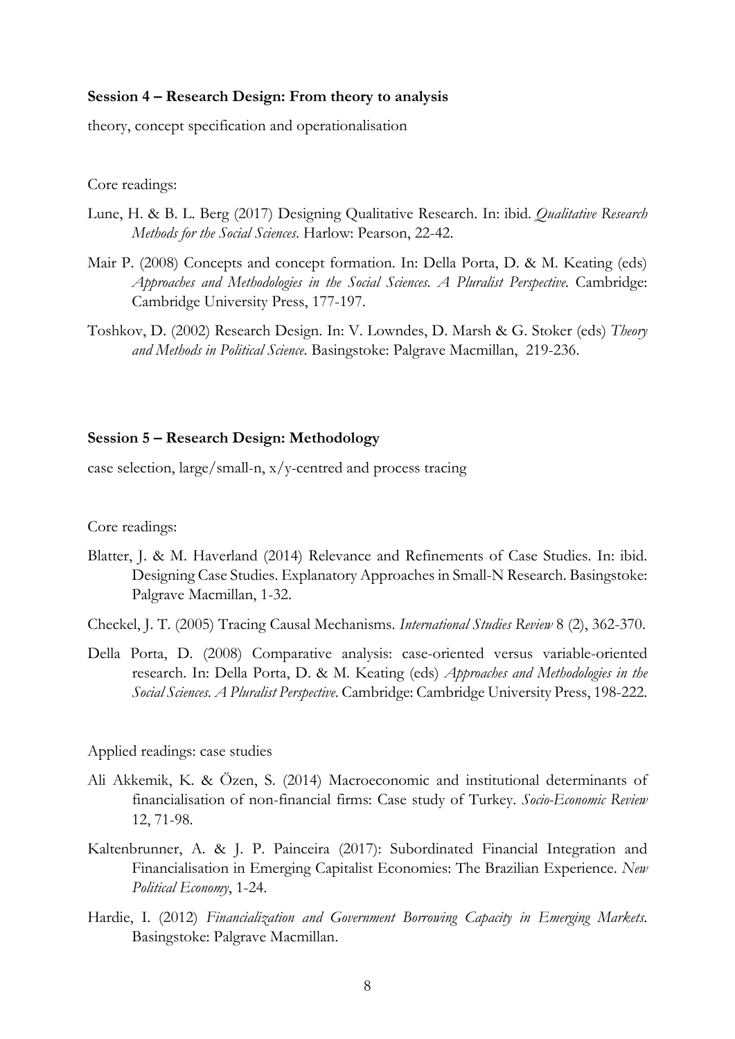**Session 4 – Research Design: From theory to analysis**

theory, concept specification and operationalisation

Core readings:

Lune, H. & B. L. Berg (2017) Designing Qualitative Research. In: ibid. *Qualitative Research Methods for the Social Sciences*. Harlow: Pearson, 22-42.

Mair P. (2008) Concepts and concept formation. In: Della Porta, D. & M. Keating (eds) *Approaches and Methodologies in the Social Sciences. A Pluralist Perspective*. Cambridge: Cambridge University Press, 177-197.

Toshkov, D. (2002) Research Design. In: V. Lowndes, D. Marsh & G. Stoker (eds) *Theory and Methods in Political Science*. Basingstoke: Palgrave Macmillan, 219-236.

**Session 5 – Research Design: Methodology**

case selection, large/small-n, x/y-centred and process tracing

Core readings:

Blatter, J. & M. Haverland (2014) Relevance and Refinements of Case Studies. In: ibid. Designing Case Studies. Explanatory Approaches in Small-N Research. Basingstoke: Palgrave Macmillan, 1-32.

Checkel, J. T. (2005) Tracing Causal Mechanisms. *International Studies Review* 8 (2), 362-370.

Della Porta, D. (2008) Comparative analysis: case-oriented versus variable-oriented research. In: Della Porta, D. & M. Keating (eds) *Approaches and Methodologies in the Social Sciences. A Pluralist Perspective*. Cambridge: Cambridge University Press, 198-222.

Applied readings: case studies

Ali Akkemik, K. & Özen, S. (2014) Macroeconomic and institutional determinants of financialisation of non-financial firms: Case study of Turkey. *Socio-Economic Review* 12, 71-98.

Kaltenbrunner, A. & J. P. Painceira (2017): Subordinated Financial Integration and Financialisation in Emerging Capitalist Economies: The Brazilian Experience. *New Political Economy*, 1-24.

Hardie, I. (2012) *Financialization and Government Borrowing Capacity in Emerging Markets*. Basingstoke: Palgrave Macmillan.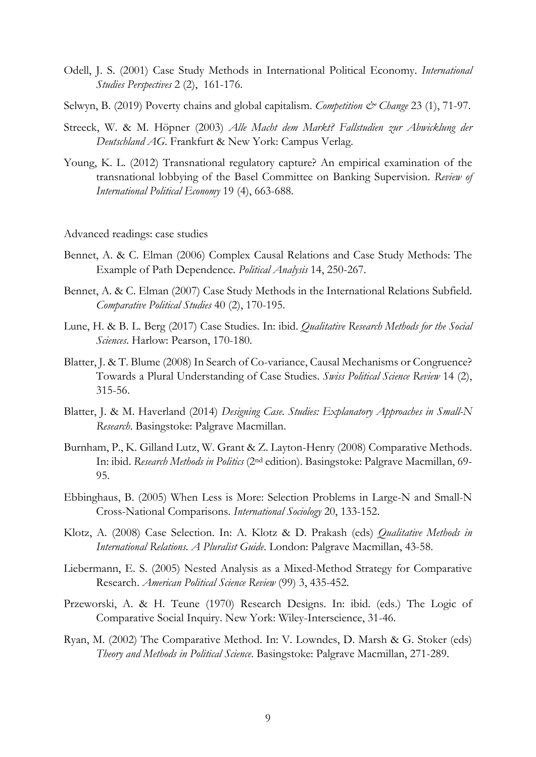Odell, J. S. (2001) Case Study Methods in International Political Economy. *International Studies Perspectives* 2 (2), 161-176.

Selwyn, B. (2019) Poverty chains and global capitalism. *Competition & Change* 23 (1), 71-97.

Streeck, W. & M. Höpner (2003) *Alle Macht dem Markt? Fallstudien zur Abwicklung der Deutschland AG*. Frankfurt & New York: Campus Verlag.

Young, K. L. (2012) Transnational regulatory capture? An empirical examination of the transnational lobbying of the Basel Committee on Banking Supervision. *Review of International Political Economy* 19 (4), 663-688.

Advanced readings: case studies

Bennet, A. & C. Elman (2006) Complex Causal Relations and Case Study Methods: The Example of Path Dependence. *Political Analysis* 14, 250-267.

Bennet, A. & C. Elman (2007) Case Study Methods in the International Relations Subfield. *Comparative Political Studies* 40 (2), 170-195.

Lune, H. & B. L. Berg (2017) Case Studies. In: ibid. *Qualitative Research Methods for the Social Sciences*. Harlow: Pearson, 170-180.

Blatter, J. & T. Blume (2008) In Search of Co-variance, Causal Mechanisms or Congruence? Towards a Plural Understanding of Case Studies. *Swiss Political Science Review* 14 (2), 315-56.

Blatter, J. & M. Haverland (2014) *Designing Case. Studies: Explanatory Approaches in Small-N Research*. Basingstoke: Palgrave Macmillan.

Burnham, P., K. Gilland Lutz, W. Grant & Z. Layton-Henry (2008) Comparative Methods. In: ibid. *Research Methods in Politics* (2nd edition). Basingstoke: Palgrave Macmillan, 69-95.

Ebbinghaus, B. (2005) When Less is More: Selection Problems in Large-N and Small-N Cross-National Comparisons. *International Sociology* 20, 133-152.

Klotz, A. (2008) Case Selection. In: A. Klotz & D. Prakash (eds) *Qualitative Methods in International Relations. A Pluralist Guide*. London: Palgrave Macmillan, 43-58.

Liebermann, E. S. (2005) Nested Analysis as a Mixed-Method Strategy for Comparative Research. *American Political Science Review* (99) 3, 435-452.

Przeworski, A. & H. Teune (1970) Research Designs. In: ibid. (eds.) The Logic of Comparative Social Inquiry. New York: Wiley-Interscience, 31-46.

Ryan, M. (2002) The Comparative Method. In: V. Lowndes, D. Marsh & G. Stoker (eds) *Theory and Methods in Political Science*. Basingstoke: Palgrave Macmillan, 271-289.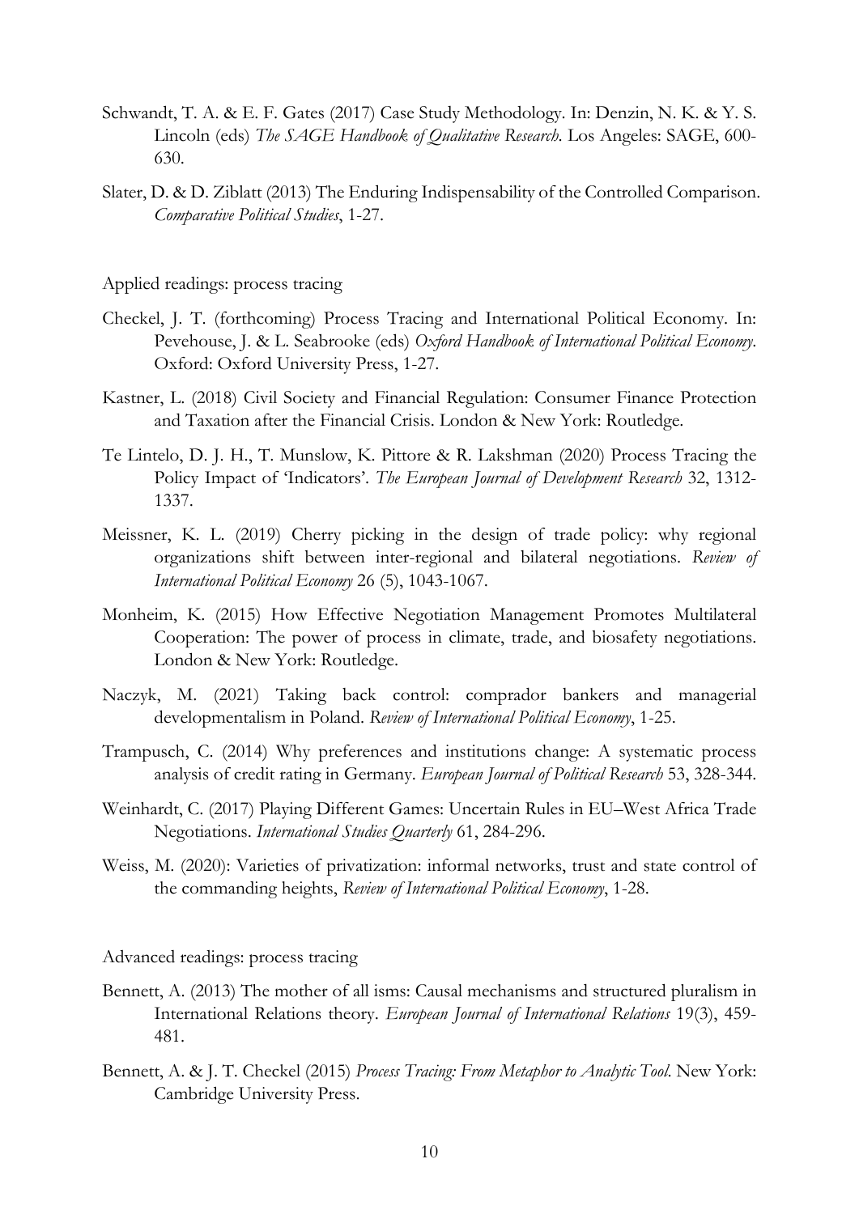Schwandt, T. A. & E. F. Gates (2017) Case Study Methodology. In: Denzin, N. K. & Y. S. Lincoln (eds) *The SAGE Handbook of Qualitative Research*. Los Angeles: SAGE, 600-630.

Slater, D. & D. Ziblatt (2013) The Enduring Indispensability of the Controlled Comparison. *Comparative Political Studies*, 1-27.

Applied readings: process tracing

Checkel, J. T. (forthcoming) Process Tracing and International Political Economy. In: Pevehouse, J. & L. Seabrooke (eds) *Oxford Handbook of International Political Economy*. Oxford: Oxford University Press, 1-27.

Kastner, L. (2018) Civil Society and Financial Regulation: Consumer Finance Protection and Taxation after the Financial Crisis. London & New York: Routledge.

Te Lintelo, D. J. H., T. Munslow, K. Pittore & R. Lakshman (2020) Process Tracing the Policy Impact of 'Indicators'. *The European Journal of Development Research* 32, 1312-1337.

Meissner, K. L. (2019) Cherry picking in the design of trade policy: why regional organizations shift between inter-regional and bilateral negotiations. *Review of International Political Economy* 26 (5), 1043-1067.

Monheim, K. (2015) How Effective Negotiation Management Promotes Multilateral Cooperation: The power of process in climate, trade, and biosafety negotiations. London & New York: Routledge.

Naczyk, M. (2021) Taking back control: comprador bankers and managerial developmentalism in Poland. *Review of International Political Economy*, 1-25.

Trampusch, C. (2014) Why preferences and institutions change: A systematic process analysis of credit rating in Germany. *European Journal of Political Research* 53, 328-344.

Weinhardt, C. (2017) Playing Different Games: Uncertain Rules in EU–West Africa Trade Negotiations. *International Studies Quarterly* 61, 284-296.

Weiss, M. (2020): Varieties of privatization: informal networks, trust and state control of the commanding heights, *Review of International Political Economy*, 1-28.

Advanced readings: process tracing

Bennett, A. (2013) The mother of all isms: Causal mechanisms and structured pluralism in International Relations theory. *European Journal of International Relations* 19(3), 459-481.

Bennett, A. & J. T. Checkel (2015) *Process Tracing: From Metaphor to Analytic Tool*. New York: Cambridge University Press.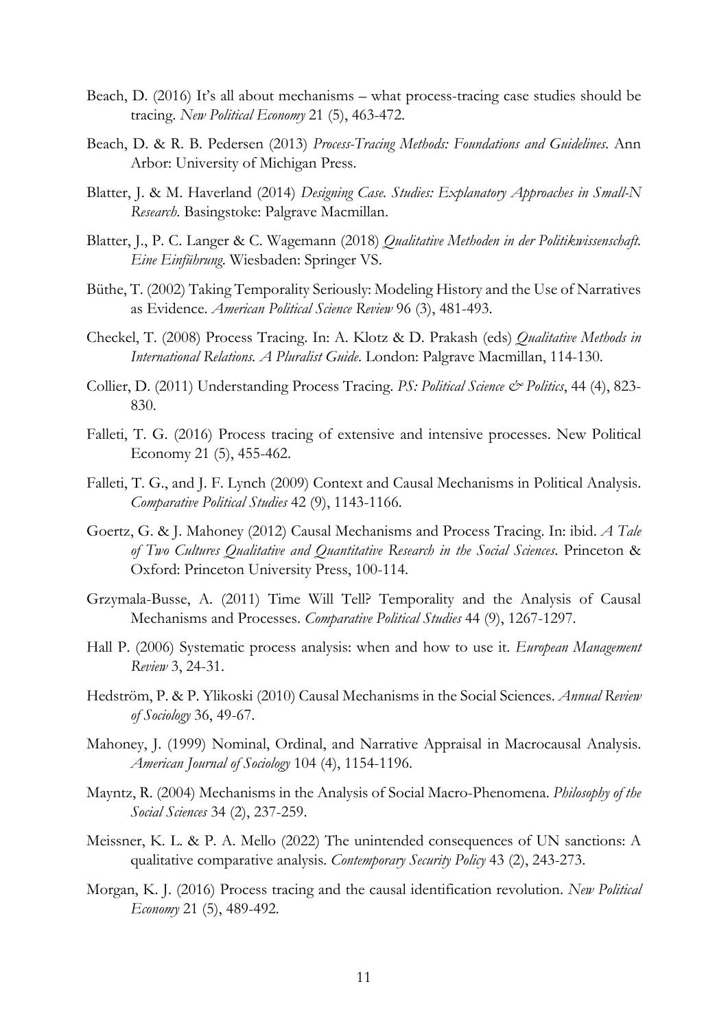Beach, D. (2016) It's all about mechanisms – what process-tracing case studies should be tracing. *New Political Economy* 21 (5), 463-472.

Beach, D. & R. B. Pedersen (2013) *Process-Tracing Methods: Foundations and Guidelines*. Ann Arbor: University of Michigan Press.

Blatter, J. & M. Haverland (2014) *Designing Case. Studies: Explanatory Approaches in Small-N Research*. Basingstoke: Palgrave Macmillan.

Blatter, J., P. C. Langer & C. Wagemann (2018) *Qualitative Methoden in der Politikwissenschaft. Eine Einführung*. Wiesbaden: Springer VS.

Büthe, T. (2002) Taking Temporality Seriously: Modeling History and the Use of Narratives as Evidence. *American Political Science Review* 96 (3), 481-493.

Checkel, T. (2008) Process Tracing. In: A. Klotz & D. Prakash (eds) *Qualitative Methods in International Relations. A Pluralist Guide*. London: Palgrave Macmillan, 114-130.

Collier, D. (2011) Understanding Process Tracing. *PS: Political Science & Politics*, 44 (4), 823-830.

Falleti, T. G. (2016) Process tracing of extensive and intensive processes. New Political Economy 21 (5), 455-462.

Falleti, T. G., and J. F. Lynch (2009) Context and Causal Mechanisms in Political Analysis. *Comparative Political Studies* 42 (9), 1143-1166.

Goertz, G. & J. Mahoney (2012) Causal Mechanisms and Process Tracing. In: ibid. *A Tale of Two Cultures Qualitative and Quantitative Research in the Social Sciences*. Princeton & Oxford: Princeton University Press, 100-114.

Grzymala-Busse, A. (2011) Time Will Tell? Temporality and the Analysis of Causal Mechanisms and Processes. *Comparative Political Studies* 44 (9), 1267-1297.

Hall P. (2006) Systematic process analysis: when and how to use it. *European Management Review* 3, 24-31.

Hedström, P. & P. Ylikoski (2010) Causal Mechanisms in the Social Sciences. *Annual Review of Sociology* 36, 49-67.

Mahoney, J. (1999) Nominal, Ordinal, and Narrative Appraisal in Macrocausal Analysis. *American Journal of Sociology* 104 (4), 1154-1196.

Mayntz, R. (2004) Mechanisms in the Analysis of Social Macro-Phenomena. *Philosophy of the Social Sciences* 34 (2), 237-259.

Meissner, K. L. & P. A. Mello (2022) The unintended consequences of UN sanctions: A qualitative comparative analysis. *Contemporary Security Policy* 43 (2), 243-273.

Morgan, K. J. (2016) Process tracing and the causal identification revolution. *New Political Economy* 21 (5), 489-492.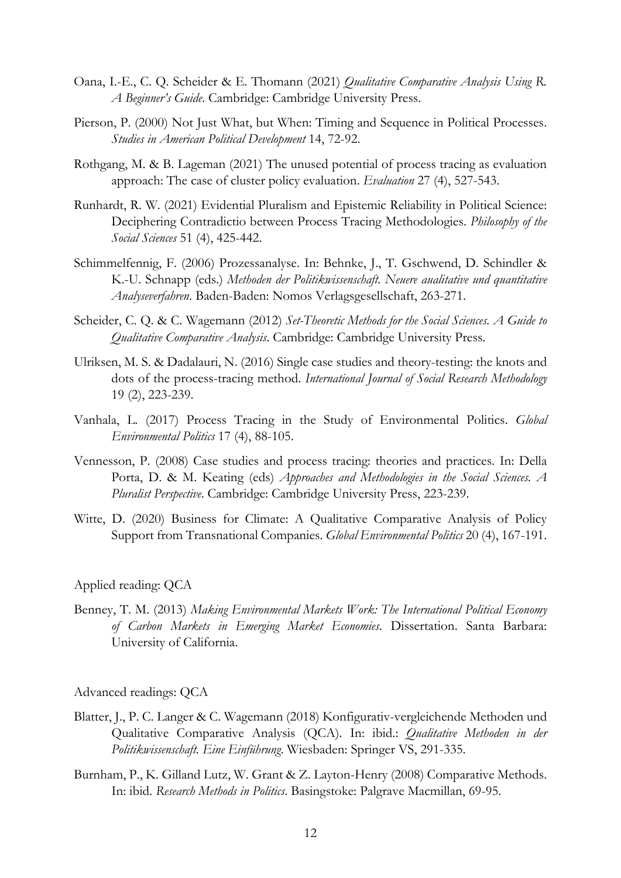Oana, I.-E., C. Q. Scheider & E. Thomann (2021) *Qualitative Comparative Analysis Using R. A Beginner's Guide*. Cambridge: Cambridge University Press.

Pierson, P. (2000) Not Just What, but When: Timing and Sequence in Political Processes. *Studies in American Political Development* 14, 72-92.

Rothgang, M. & B. Lageman (2021) The unused potential of process tracing as evaluation approach: The case of cluster policy evaluation. *Evaluation* 27 (4), 527-543.

Runhardt, R. W. (2021) Evidential Pluralism and Epistemic Reliability in Political Science: Deciphering Contradictio between Process Tracing Methodologies. *Philosophy of the Social Sciences* 51 (4), 425-442.

Schimmelfennig, F. (2006) Prozessanalyse. In: Behnke, J., T. Gschwend, D. Schindler & K.-U. Schnapp (eds.) *Methoden der Politikwissenschaft. Neuere aualitative und quantitative Analyseverfahren*. Baden-Baden: Nomos Verlagsgesellschaft, 263-271.

Scheider, C. Q. & C. Wagemann (2012) *Set-Theoretic Methods for the Social Sciences. A Guide to Qualitative Comparative Analysis*. Cambridge: Cambridge University Press.

Ulriksen, M. S. & Dadalauri, N. (2016) Single case studies and theory-testing: the knots and dots of the process-tracing method. *International Journal of Social Research Methodology* 19 (2), 223-239.

Vanhala, L. (2017) Process Tracing in the Study of Environmental Politics. *Global Environmental Politics* 17 (4), 88-105.

Vennesson, P. (2008) Case studies and process tracing: theories and practices. In: Della Porta, D. & M. Keating (eds) *Approaches and Methodologies in the Social Sciences. A Pluralist Perspective*. Cambridge: Cambridge University Press, 223-239.

Witte, D. (2020) Business for Climate: A Qualitative Comparative Analysis of Policy Support from Transnational Companies. *Global Environmental Politics* 20 (4), 167-191.

Applied reading: QCA

Benney, T. M. (2013) *Making Environmental Markets Work: The International Political Economy of Carbon Markets in Emerging Market Economies*. Dissertation. Santa Barbara: University of California.

Advanced readings: QCA

Blatter, J., P. C. Langer & C. Wagemann (2018) Konfigurativ-vergleichende Methoden und Qualitative Comparative Analysis (QCA). In: ibid.: *Qualitative Methoden in der Politikwissenschaft. Eine Einführung*. Wiesbaden: Springer VS, 291-335.

Burnham, P., K. Gilland Lutz, W. Grant & Z. Layton-Henry (2008) Comparative Methods. In: ibid. *Research Methods in Politics*. Basingstoke: Palgrave Macmillan, 69-95.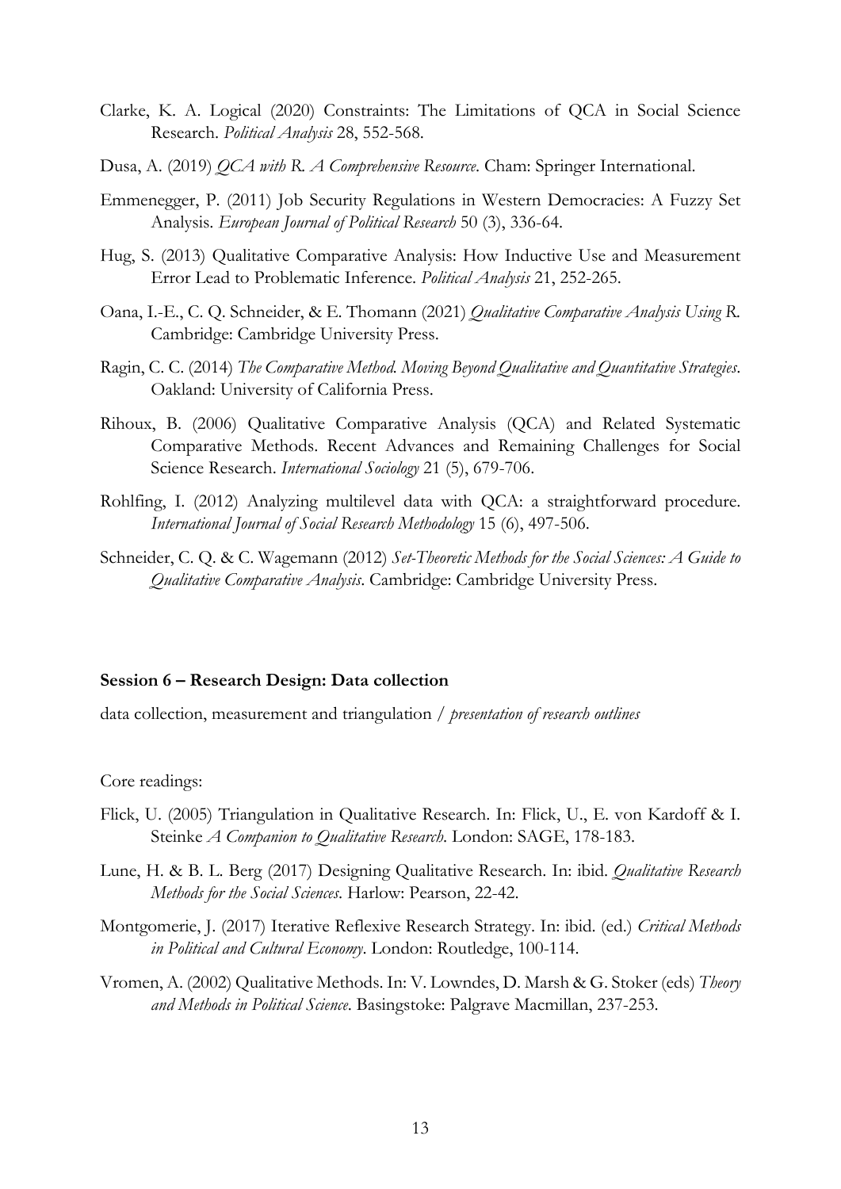Clarke, K. A. Logical (2020) Constraints: The Limitations of QCA in Social Science Research. *Political Analysis* 28, 552-568.

Dusa, A. (2019) *QCA with R. A Comprehensive Resource*. Cham: Springer International.

Emmenegger, P. (2011) Job Security Regulations in Western Democracies: A Fuzzy Set Analysis. *European Journal of Political Research* 50 (3), 336-64.

Hug, S. (2013) Qualitative Comparative Analysis: How Inductive Use and Measurement Error Lead to Problematic Inference. *Political Analysis* 21, 252-265.

Oana, I.-E., C. Q. Schneider, & E. Thomann (2021) *Qualitative Comparative Analysis Using R.* Cambridge: Cambridge University Press.

Ragin, C. C. (2014) *The Comparative Method. Moving Beyond Qualitative and Quantitative Strategies*. Oakland: University of California Press.

Rihoux, B. (2006) Qualitative Comparative Analysis (QCA) and Related Systematic Comparative Methods. Recent Advances and Remaining Challenges for Social Science Research. *International Sociology* 21 (5), 679-706.

Rohlfing, I. (2012) Analyzing multilevel data with QCA: a straightforward procedure. *International Journal of Social Research Methodology* 15 (6), 497-506.

Schneider, C. Q. & C. Wagemann (2012) *Set-Theoretic Methods for the Social Sciences: A Guide to Qualitative Comparative Analysis*. Cambridge: Cambridge University Press.

**Session 6 – Research Design: Data collection**

data collection, measurement and triangulation / *presentation of research outlines*

Core readings:

Flick, U. (2005) Triangulation in Qualitative Research. In: Flick, U., E. von Kardoff & I. Steinke *A Companion to Qualitative Research*. London: SAGE, 178-183.

Lune, H. & B. L. Berg (2017) Designing Qualitative Research. In: ibid. *Qualitative Research Methods for the Social Sciences*. Harlow: Pearson, 22-42.

Montgomerie, J. (2017) Iterative Reflexive Research Strategy. In: ibid. (ed.) *Critical Methods in Political and Cultural Economy*. London: Routledge, 100-114.

Vromen, A. (2002) Qualitative Methods. In: V. Lowndes, D. Marsh & G. Stoker (eds) *Theory and Methods in Political Science*. Basingstoke: Palgrave Macmillan, 237-253.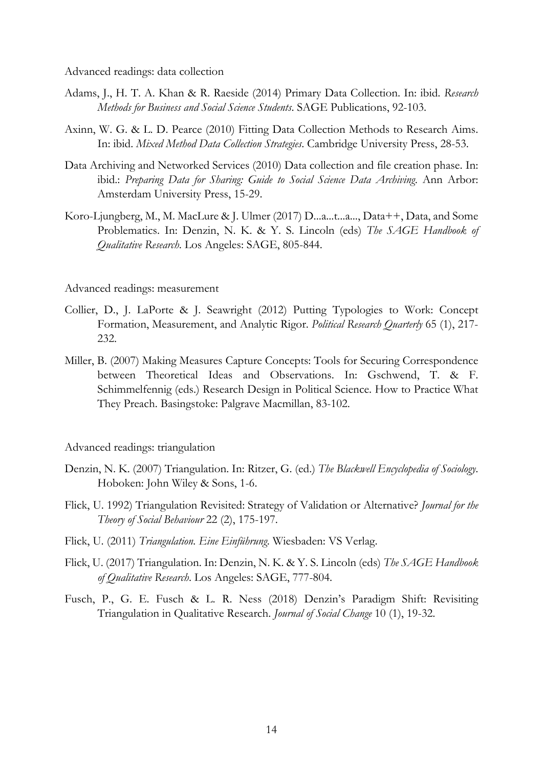Advanced readings: data collection

Adams, J., H. T. A. Khan & R. Raeside (2014) Primary Data Collection. In: ibid. *Research Methods for Business and Social Science Students*. SAGE Publications, 92-103.

Axinn, W. G. & L. D. Pearce (2010) Fitting Data Collection Methods to Research Aims. In: ibid. *Mixed Method Data Collection Strategies*. Cambridge University Press, 28-53.

Data Archiving and Networked Services (2010) Data collection and file creation phase. In: ibid.: *Preparing Data for Sharing: Guide to Social Science Data Archiving.* Ann Arbor: Amsterdam University Press, 15-29.

Koro-Ljungberg, M., M. MacLure & J. Ulmer (2017) D...a...t...a..., Data++, Data, and Some Problematics. In: Denzin, N. K. & Y. S. Lincoln (eds) *The SAGE Handbook of Qualitative Research*. Los Angeles: SAGE, 805-844.

Advanced readings: measurement

Collier, D., J. LaPorte & J. Seawright (2012) Putting Typologies to Work: Concept Formation, Measurement, and Analytic Rigor. *Political Research Quarterly* 65 (1), 217-232.

Miller, B. (2007) Making Measures Capture Concepts: Tools for Securing Correspondence between Theoretical Ideas and Observations. In: Gschwend, T. & F. Schimmelfennig (eds.) Research Design in Political Science. How to Practice What They Preach. Basingstoke: Palgrave Macmillan, 83-102.

Advanced readings: triangulation

Denzin, N. K. (2007) Triangulation. In: Ritzer, G. (ed.) *The Blackwell Encyclopedia of Sociology*. Hoboken: John Wiley & Sons, 1-6.

Flick, U. 1992) Triangulation Revisited: Strategy of Validation or Alternative? *Journal for the Theory of Social Behaviour* 22 (2), 175-197.

Flick, U. (2011) *Triangulation. Eine Einführung.* Wiesbaden: VS Verlag.

Flick, U. (2017) Triangulation. In: Denzin, N. K. & Y. S. Lincoln (eds) *The SAGE Handbook of Qualitative Research*. Los Angeles: SAGE, 777-804.

Fusch, P., G. E. Fusch & L. R. Ness (2018) Denzin's Paradigm Shift: Revisiting Triangulation in Qualitative Research. *Journal of Social Change* 10 (1), 19-32.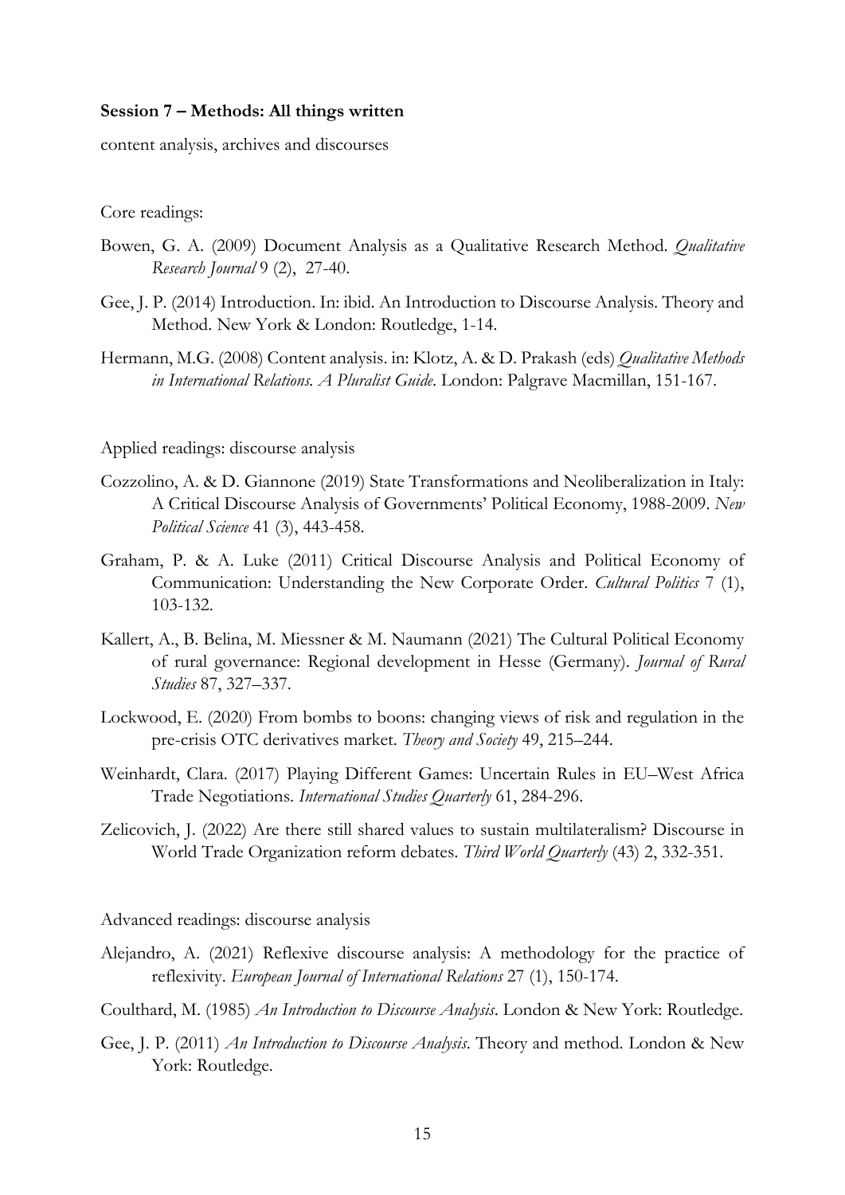**Session 7 – Methods: All things written**

content analysis, archives and discourses

Core readings:

Bowen, G. A. (2009) Document Analysis as a Qualitative Research Method. *Qualitative Research Journal* 9 (2), 27-40.

Gee, J. P. (2014) Introduction. In: ibid. An Introduction to Discourse Analysis. Theory and Method. New York & London: Routledge, 1-14.

Hermann, M.G. (2008) Content analysis. in: Klotz, A. & D. Prakash (eds) *Qualitative Methods in International Relations. A Pluralist Guide*. London: Palgrave Macmillan, 151-167.

Applied readings: discourse analysis

Cozzolino, A. & D. Giannone (2019) State Transformations and Neoliberalization in Italy: A Critical Discourse Analysis of Governments' Political Economy, 1988-2009. *New Political Science* 41 (3), 443-458.

Graham, P. & A. Luke (2011) Critical Discourse Analysis and Political Economy of Communication: Understanding the New Corporate Order. *Cultural Politics* 7 (1), 103-132.

Kallert, A., B. Belina, M. Miessner & M. Naumann (2021) The Cultural Political Economy of rural governance: Regional development in Hesse (Germany). *Journal of Rural Studies* 87, 327–337.

Lockwood, E. (2020) From bombs to boons: changing views of risk and regulation in the pre-crisis OTC derivatives market. *Theory and Society* 49, 215–244.

Weinhardt, Clara. (2017) Playing Different Games: Uncertain Rules in EU–West Africa Trade Negotiations. *International Studies Quarterly* 61, 284-296.

Zelicovich, J. (2022) Are there still shared values to sustain multilateralism? Discourse in World Trade Organization reform debates. *Third World Quarterly* (43) 2, 332-351.

Advanced readings: discourse analysis

Alejandro, A. (2021) Reflexive discourse analysis: A methodology for the practice of reflexivity. *European Journal of International Relations* 27 (1), 150-174.

Coulthard, M. (1985) *An Introduction to Discourse Analysis*. London & New York: Routledge.

Gee, J. P. (2011) *An Introduction to Discourse Analysis*. Theory and method. London & New York: Routledge.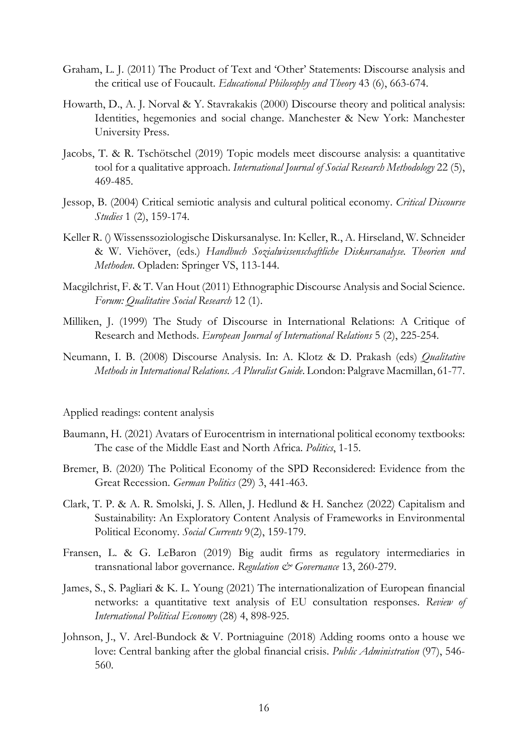Graham, L. J. (2011) The Product of Text and 'Other' Statements: Discourse analysis and the critical use of Foucault. *Educational Philosophy and Theory* 43 (6), 663-674.

Howarth, D., A. J. Norval & Y. Stavrakakis (2000) Discourse theory and political analysis: Identities, hegemonies and social change. Manchester & New York: Manchester University Press.

Jacobs, T. & R. Tschötschel (2019) Topic models meet discourse analysis: a quantitative tool for a qualitative approach. *International Journal of Social Research Methodology* 22 (5), 469-485.

Jessop, B. (2004) Critical semiotic analysis and cultural political economy. *Critical Discourse Studies* 1 (2), 159-174.

Keller R. () Wissenssoziologische Diskursanalyse. In: Keller, R., A. Hirseland, W. Schneider & W. Viehöver, (eds.) *Handbuch Sozialwissenschaftliche Diskursanalyse. Theorien und Methoden*. Opladen: Springer VS, 113-144.

Macgilchrist, F. & T. Van Hout (2011) Ethnographic Discourse Analysis and Social Science. *Forum: Qualitative Social Research* 12 (1).

Milliken, J. (1999) The Study of Discourse in International Relations: A Critique of Research and Methods. *European Journal of International Relations* 5 (2), 225-254.

Neumann, I. B. (2008) Discourse Analysis. In: A. Klotz & D. Prakash (eds) *Qualitative Methods in International Relations. A Pluralist Guide*. London: Palgrave Macmillan, 61-77.

Applied readings: content analysis

Baumann, H. (2021) Avatars of Eurocentrism in international political economy textbooks: The case of the Middle East and North Africa. *Politics*, 1-15.

Bremer, B. (2020) The Political Economy of the SPD Reconsidered: Evidence from the Great Recession. *German Politics* (29) 3, 441-463.

Clark, T. P. & A. R. Smolski, J. S. Allen, J. Hedlund & H. Sanchez (2022) Capitalism and Sustainability: An Exploratory Content Analysis of Frameworks in Environmental Political Economy. *Social Currents* 9(2), 159-179.

Fransen, L. & G. LeBaron (2019) Big audit firms as regulatory intermediaries in transnational labor governance. *Regulation & Governance* 13, 260-279.

James, S., S. Pagliari & K. L. Young (2021) The internationalization of European financial networks: a quantitative text analysis of EU consultation responses. *Review of International Political Economy* (28) 4, 898-925.

Johnson, J., V. Arel-Bundock & V. Portniaguine (2018) Adding rooms onto a house we love: Central banking after the global financial crisis. *Public Administration* (97), 546-560.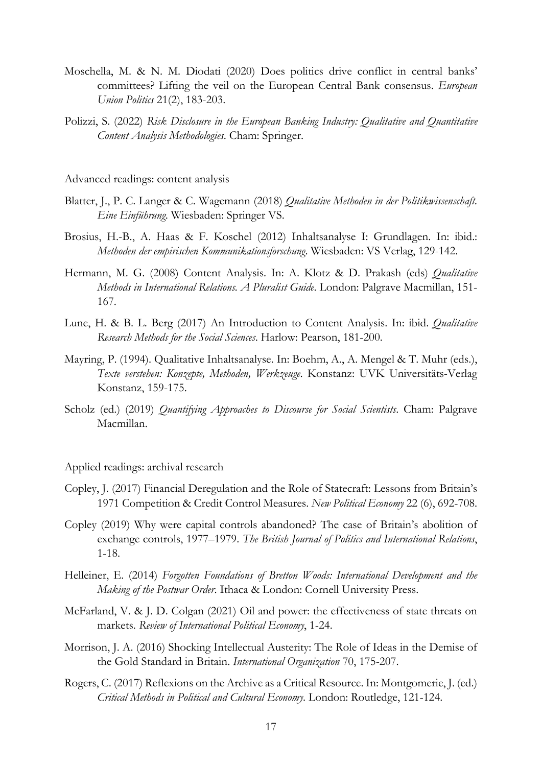Moschella, M. & N. M. Diodati (2020) Does politics drive conflict in central banks' committees? Lifting the veil on the European Central Bank consensus. *European Union Politics* 21(2), 183-203.

Polizzi, S. (2022) *Risk Disclosure in the European Banking Industry: Qualitative and Quantitative Content Analysis Methodologies*. Cham: Springer.

Advanced readings: content analysis

Blatter, J., P. C. Langer & C. Wagemann (2018) *Qualitative Methoden in der Politikwissenschaft. Eine Einführung*. Wiesbaden: Springer VS.

Brosius, H.-B., A. Haas & F. Koschel (2012) Inhaltsanalyse I: Grundlagen. In: ibid.: *Methoden der empirischen Kommunikationsforschung*. Wiesbaden: VS Verlag, 129-142.

Hermann, M. G. (2008) Content Analysis. In: A. Klotz & D. Prakash (eds) *Qualitative Methods in International Relations. A Pluralist Guide*. London: Palgrave Macmillan, 151-167.

Lune, H. & B. L. Berg (2017) An Introduction to Content Analysis. In: ibid. *Qualitative Research Methods for the Social Sciences*. Harlow: Pearson, 181-200.

Mayring, P. (1994). Qualitative Inhaltsanalyse. In: Boehm, A., A. Mengel & T. Muhr (eds.), *Texte verstehen: Konzepte, Methoden, Werkzeuge*. Konstanz: UVK Universitäts-Verlag Konstanz, 159-175.

Scholz (ed.) (2019) *Quantifying Approaches to Discourse for Social Scientists*. Cham: Palgrave Macmillan.

Applied readings: archival research

Copley, J. (2017) Financial Deregulation and the Role of Statecraft: Lessons from Britain's 1971 Competition & Credit Control Measures. *New Political Economy* 22 (6), 692-708.

Copley (2019) Why were capital controls abandoned? The case of Britain's abolition of exchange controls, 1977–1979. *The British Journal of Politics and International Relations*, 1-18.

Helleiner, E. (2014) *Forgotten Foundations of Bretton Woods: International Development and the Making of the Postwar Order*. Ithaca & London: Cornell University Press.

McFarland, V. & J. D. Colgan (2021) Oil and power: the effectiveness of state threats on markets. *Review of International Political Economy*, 1-24.

Morrison, J. A. (2016) Shocking Intellectual Austerity: The Role of Ideas in the Demise of the Gold Standard in Britain. *International Organization* 70, 175-207.

Rogers, C. (2017) Reflexions on the Archive as a Critical Resource. In: Montgomerie, J. (ed.) *Critical Methods in Political and Cultural Economy*. London: Routledge, 121-124.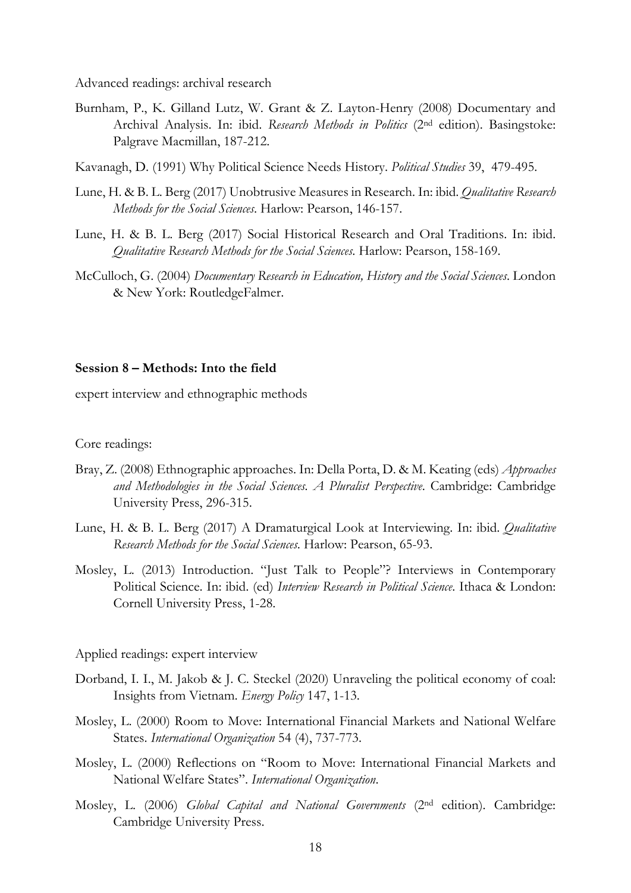Advanced readings: archival research

Burnham, P., K. Gilland Lutz, W. Grant & Z. Layton-Henry (2008) Documentary and Archival Analysis. In: ibid. *Research Methods in Politics* (2nd edition). Basingstoke: Palgrave Macmillan, 187-212.

Kavanagh, D. (1991) Why Political Science Needs History. *Political Studies* 39, 479-495.

Lune, H. & B. L. Berg (2017) Unobtrusive Measures in Research. In: ibid. *Qualitative Research Methods for the Social Sciences*. Harlow: Pearson, 146-157.

Lune, H. & B. L. Berg (2017) Social Historical Research and Oral Traditions. In: ibid. *Qualitative Research Methods for the Social Sciences*. Harlow: Pearson, 158-169.

McCulloch, G. (2004) *Documentary Research in Education, History and the Social Sciences*. London & New York: RoutledgeFalmer.

**Session 8 – Methods: Into the field**

expert interview and ethnographic methods

Core readings:

Bray, Z. (2008) Ethnographic approaches. In: Della Porta, D. & M. Keating (eds) *Approaches and Methodologies in the Social Sciences. A Pluralist Perspective*. Cambridge: Cambridge University Press, 296-315.

Lune, H. & B. L. Berg (2017) A Dramaturgical Look at Interviewing. In: ibid. *Qualitative Research Methods for the Social Sciences*. Harlow: Pearson, 65-93.

Mosley, L. (2013) Introduction. "Just Talk to People"? Interviews in Contemporary Political Science. In: ibid. (ed) *Interview Research in Political Science*. Ithaca & London: Cornell University Press, 1-28.

Applied readings: expert interview

Dorband, I. I., M. Jakob & J. C. Steckel (2020) Unraveling the political economy of coal: Insights from Vietnam. *Energy Policy* 147, 1-13.

Mosley, L. (2000) Room to Move: International Financial Markets and National Welfare States. *International Organization* 54 (4), 737-773.

Mosley, L. (2000) Reflections on "Room to Move: International Financial Markets and National Welfare States". *International Organization*.

Mosley, L. (2006) *Global Capital and National Governments* (2nd edition). Cambridge: Cambridge University Press.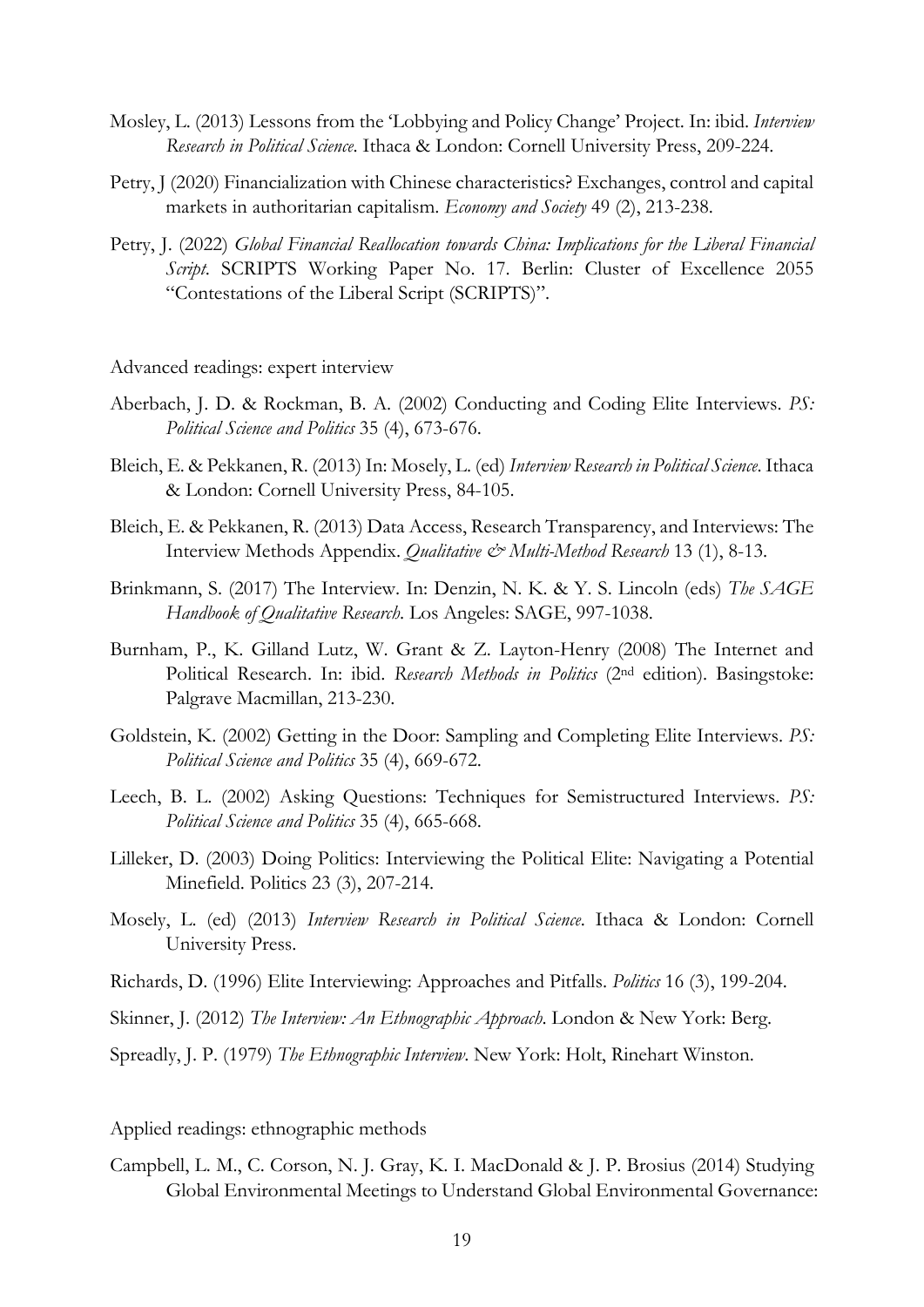Mosley, L. (2013) Lessons from the 'Lobbying and Policy Change' Project. In: ibid. *Interview Research in Political Science*. Ithaca & London: Cornell University Press, 209-224.

Petry, J (2020) Financialization with Chinese characteristics? Exchanges, control and capital markets in authoritarian capitalism. *Economy and Society* 49 (2), 213-238.

Petry, J. (2022) *Global Financial Reallocation towards China: Implications for the Liberal Financial Script*. SCRIPTS Working Paper No. 17. Berlin: Cluster of Excellence 2055 "Contestations of the Liberal Script (SCRIPTS)".

Advanced readings: expert interview

Aberbach, J. D. & Rockman, B. A. (2002) Conducting and Coding Elite Interviews. *PS: Political Science and Politics* 35 (4), 673-676.

Bleich, E. & Pekkanen, R. (2013) In: Mosely, L. (ed) *Interview Research in Political Science*. Ithaca & London: Cornell University Press, 84-105.

Bleich, E. & Pekkanen, R. (2013) Data Access, Research Transparency, and Interviews: The Interview Methods Appendix. *Qualitative & Multi-Method Research* 13 (1), 8-13.

Brinkmann, S. (2017) The Interview. In: Denzin, N. K. & Y. S. Lincoln (eds) *The SAGE Handbook of Qualitative Research*. Los Angeles: SAGE, 997-1038.

Burnham, P., K. Gilland Lutz, W. Grant & Z. Layton-Henry (2008) The Internet and Political Research. In: ibid. *Research Methods in Politics* (2nd edition). Basingstoke: Palgrave Macmillan, 213-230.

Goldstein, K. (2002) Getting in the Door: Sampling and Completing Elite Interviews. *PS: Political Science and Politics* 35 (4), 669-672.

Leech, B. L. (2002) Asking Questions: Techniques for Semistructured Interviews. *PS: Political Science and Politics* 35 (4), 665-668.

Lilleker, D. (2003) Doing Politics: Interviewing the Political Elite: Navigating a Potential Minefield. Politics 23 (3), 207-214.

Mosely, L. (ed) (2013) *Interview Research in Political Science*. Ithaca & London: Cornell University Press.

Richards, D. (1996) Elite Interviewing: Approaches and Pitfalls. *Politics* 16 (3), 199-204.

Skinner, J. (2012) *The Interview: An Ethnographic Approach*. London & New York: Berg.

Spreadly, J. P. (1979) *The Ethnographic Interview*. New York: Holt, Rinehart Winston.

Applied readings: ethnographic methods

Campbell, L. M., C. Corson, N. J. Gray, K. I. MacDonald & J. P. Brosius (2014) Studying Global Environmental Meetings to Understand Global Environmental Governance: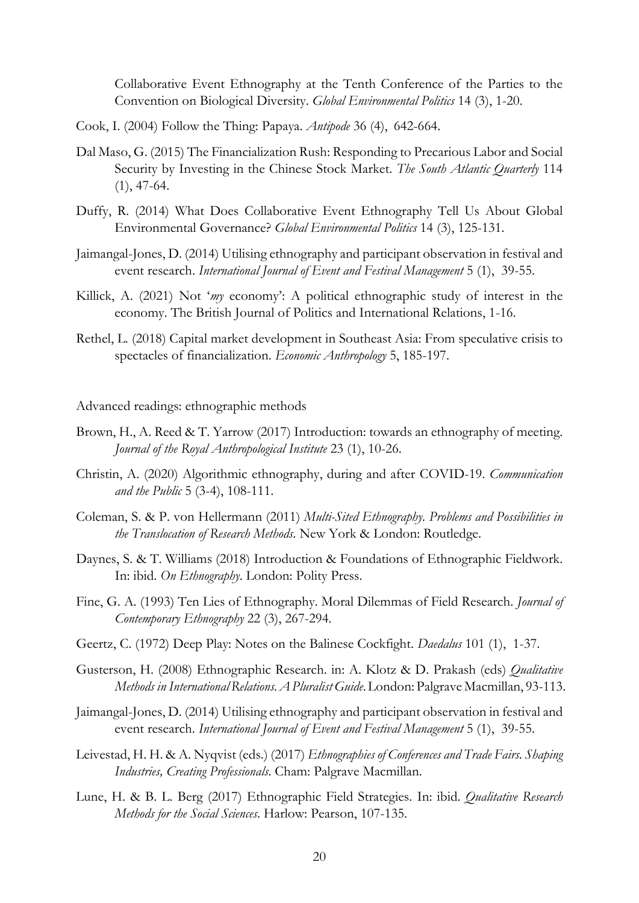Collaborative Event Ethnography at the Tenth Conference of the Parties to the Convention on Biological Diversity. *Global Environmental Politics* 14 (3), 1-20.

Cook, I. (2004) Follow the Thing: Papaya. *Antipode* 36 (4), 642-664.

Dal Maso, G. (2015) The Financialization Rush: Responding to Precarious Labor and Social Security by Investing in the Chinese Stock Market. *The South Atlantic Quarterly* 114 (1), 47-64.

Duffy, R. (2014) What Does Collaborative Event Ethnography Tell Us About Global Environmental Governance? *Global Environmental Politics* 14 (3), 125-131.

Jaimangal-Jones, D. (2014) Utilising ethnography and participant observation in festival and event research. *International Journal of Event and Festival Management* 5 (1), 39-55.

Killick, A. (2021) Not '*my* economy': A political ethnographic study of interest in the economy. The British Journal of Politics and International Relations, 1-16.

Rethel, L. (2018) Capital market development in Southeast Asia: From speculative crisis to spectacles of financialization. *Economic Anthropology* 5, 185-197.

Advanced readings: ethnographic methods

Brown, H., A. Reed & T. Yarrow (2017) Introduction: towards an ethnography of meeting. *Journal of the Royal Anthropological Institute* 23 (1), 10-26.

Christin, A. (2020) Algorithmic ethnography, during and after COVID-19. *Communication and the Public* 5 (3-4), 108-111.

Coleman, S. & P. von Hellermann (2011) *Multi-Sited Ethnography. Problems and Possibilities in the Translocation of Research Methods*. New York & London: Routledge.

Daynes, S. & T. Williams (2018) Introduction & Foundations of Ethnographic Fieldwork. In: ibid. *On Ethnography*. London: Polity Press.

Fine, G. A. (1993) Ten Lies of Ethnography. Moral Dilemmas of Field Research. *Journal of Contemporary Ethnography* 22 (3), 267-294.

Geertz, C. (1972) Deep Play: Notes on the Balinese Cockfight. *Daedalus* 101 (1), 1-37.

Gusterson, H. (2008) Ethnographic Research. in: A. Klotz & D. Prakash (eds) *Qualitative Methods in International Relations. A Pluralist Guide.* London: Palgrave Macmillan, 93-113.

Jaimangal-Jones, D. (2014) Utilising ethnography and participant observation in festival and event research. *International Journal of Event and Festival Management* 5 (1), 39-55.

Leivestad, H. H. & A. Nyqvist (eds.) (2017) *Ethnographies of Conferences and Trade Fairs. Shaping Industries, Creating Professionals.* Cham: Palgrave Macmillan.

Lune, H. & B. L. Berg (2017) Ethnographic Field Strategies. In: ibid. *Qualitative Research Methods for the Social Sciences*. Harlow: Pearson, 107-135.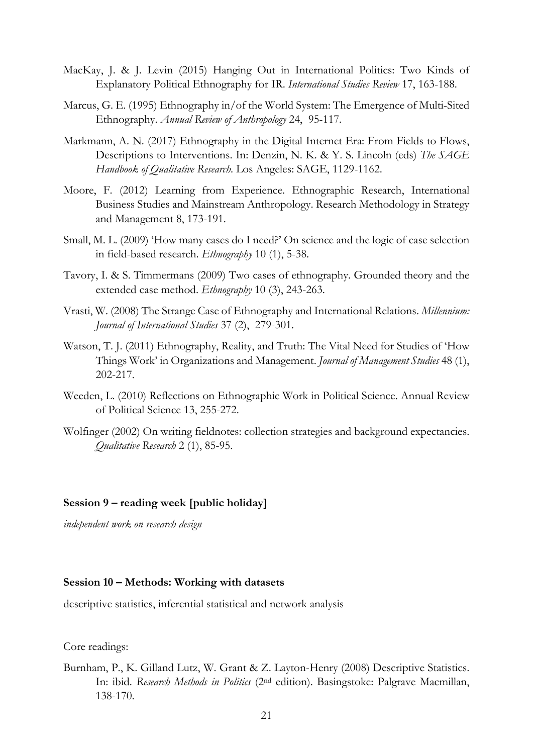MacKay, J. & J. Levin (2015) Hanging Out in International Politics: Two Kinds of Explanatory Political Ethnography for IR. *International Studies Review* 17, 163-188.

Marcus, G. E. (1995) Ethnography in/of the World System: The Emergence of Multi-Sited Ethnography. *Annual Review of Anthropology* 24, 95-117.

Markmann, A. N. (2017) Ethnography in the Digital Internet Era: From Fields to Flows, Descriptions to Interventions. In: Denzin, N. K. & Y. S. Lincoln (eds) *The SAGE Handbook of Qualitative Research*. Los Angeles: SAGE, 1129-1162.

Moore, F. (2012) Learning from Experience. Ethnographic Research, International Business Studies and Mainstream Anthropology. Research Methodology in Strategy and Management 8, 173-191.

Small, M. L. (2009) 'How many cases do I need?' On science and the logic of case selection in field-based research. *Ethnography* 10 (1), 5-38.

Tavory, I. & S. Timmermans (2009) Two cases of ethnography. Grounded theory and the extended case method. *Ethnography* 10 (3), 243-263.

Vrasti, W. (2008) The Strange Case of Ethnography and International Relations. *Millennium: Journal of International Studies* 37 (2), 279-301.

Watson, T. J. (2011) Ethnography, Reality, and Truth: The Vital Need for Studies of 'How Things Work' in Organizations and Management. *Journal of Management Studies* 48 (1), 202-217.

Weeden, L. (2010) Reflections on Ethnographic Work in Political Science. Annual Review of Political Science 13, 255-272.

Wolfinger (2002) On writing fieldnotes: collection strategies and background expectancies. *Qualitative Research* 2 (1), 85-95.

**Session 9 – reading week [public holiday]**

*independent work on research design*

**Session 10 – Methods: Working with datasets**

descriptive statistics, inferential statistical and network analysis

Core readings:

Burnham, P., K. Gilland Lutz, W. Grant & Z. Layton-Henry (2008) Descriptive Statistics. In: ibid. *Research Methods in Politics* (2nd edition). Basingstoke: Palgrave Macmillan, 138-170.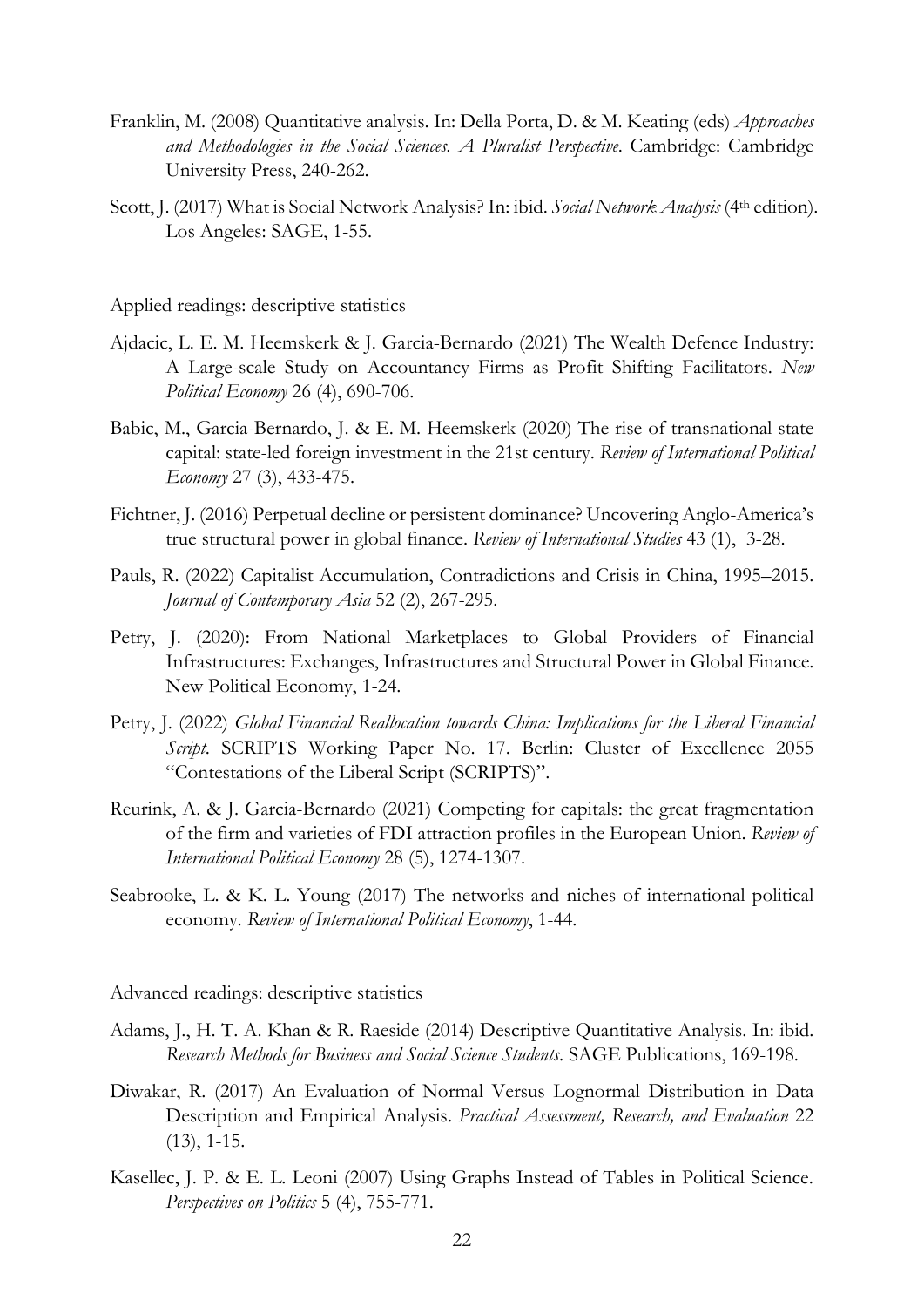Franklin, M. (2008) Quantitative analysis. In: Della Porta, D. & M. Keating (eds) *Approaches and Methodologies in the Social Sciences. A Pluralist Perspective*. Cambridge: Cambridge University Press, 240-262.

Scott, J. (2017) What is Social Network Analysis? In: ibid. *Social Network Analysis* (4th edition). Los Angeles: SAGE, 1-55.

Applied readings: descriptive statistics

Ajdacic, L. E. M. Heemskerk & J. Garcia-Bernardo (2021) The Wealth Defence Industry: A Large-scale Study on Accountancy Firms as Profit Shifting Facilitators. *New Political Economy* 26 (4), 690-706.

Babic, M., Garcia-Bernardo, J. & E. M. Heemskerk (2020) The rise of transnational state capital: state-led foreign investment in the 21st century. *Review of International Political Economy* 27 (3), 433-475.

Fichtner, J. (2016) Perpetual decline or persistent dominance? Uncovering Anglo-America's true structural power in global finance. *Review of International Studies* 43 (1), 3-28.

Pauls, R. (2022) Capitalist Accumulation, Contradictions and Crisis in China, 1995–2015. *Journal of Contemporary Asia* 52 (2), 267-295.

Petry, J. (2020): From National Marketplaces to Global Providers of Financial Infrastructures: Exchanges, Infrastructures and Structural Power in Global Finance. New Political Economy, 1-24.

Petry, J. (2022) *Global Financial Reallocation towards China: Implications for the Liberal Financial Script*. SCRIPTS Working Paper No. 17. Berlin: Cluster of Excellence 2055 "Contestations of the Liberal Script (SCRIPTS)".

Reurink, A. & J. Garcia-Bernardo (2021) Competing for capitals: the great fragmentation of the firm and varieties of FDI attraction profiles in the European Union. *Review of International Political Economy* 28 (5), 1274-1307.

Seabrooke, L. & K. L. Young (2017) The networks and niches of international political economy. *Review of International Political Economy*, 1-44.

Advanced readings: descriptive statistics

Adams, J., H. T. A. Khan & R. Raeside (2014) Descriptive Quantitative Analysis. In: ibid. *Research Methods for Business and Social Science Students*. SAGE Publications, 169-198.

Diwakar, R. (2017) An Evaluation of Normal Versus Lognormal Distribution in Data Description and Empirical Analysis. *Practical Assessment, Research, and Evaluation* 22 (13), 1-15.

Kasellec, J. P. & E. L. Leoni (2007) Using Graphs Instead of Tables in Political Science. *Perspectives on Politics* 5 (4), 755-771.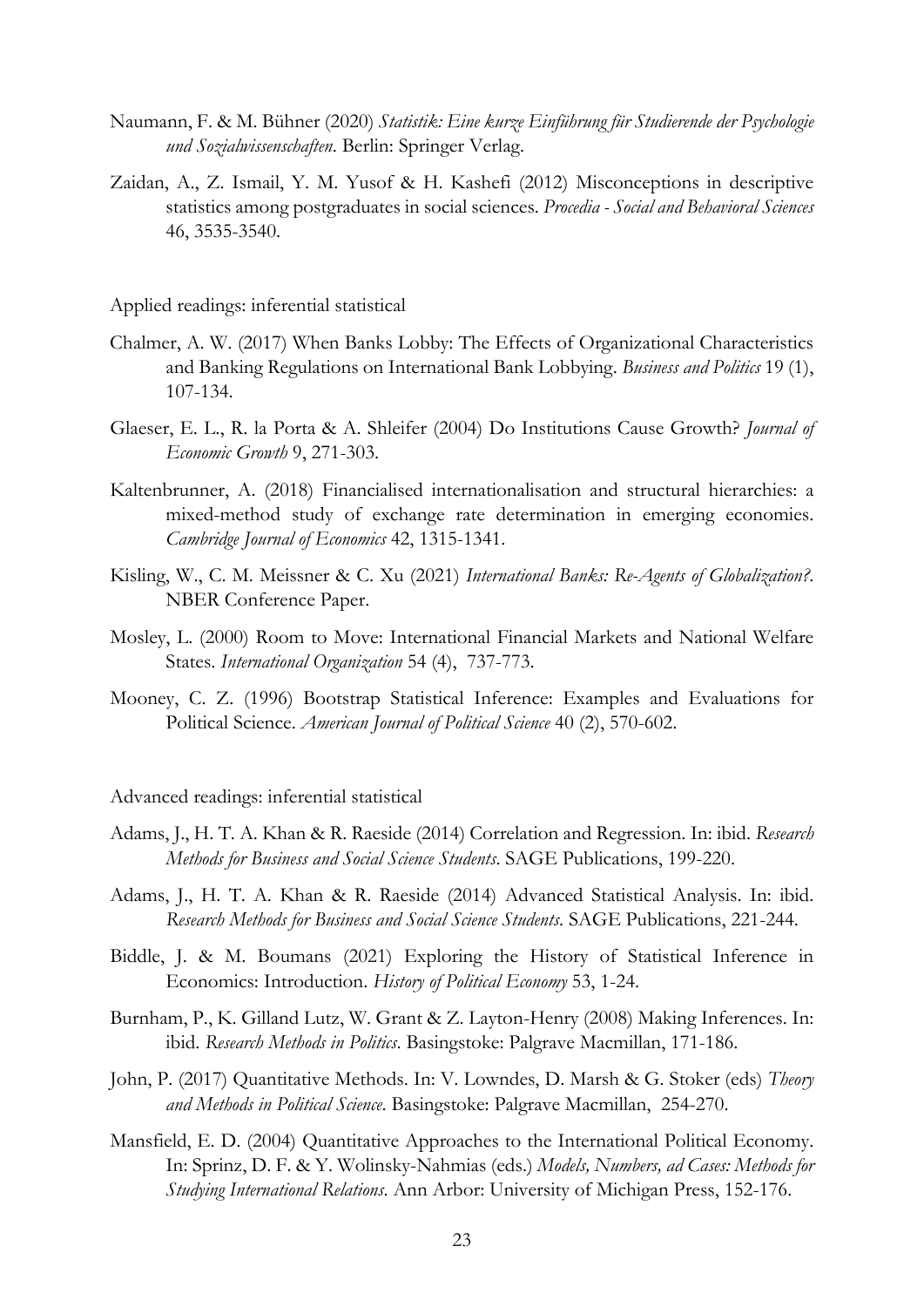Naumann, F. & M. Bühner (2020) *Statistik: Eine kurze Einführung für Studierende der Psychologie und Sozialwissenschaften*. Berlin: Springer Verlag.

Zaidan, A., Z. Ismail, Y. M. Yusof & H. Kashefi (2012) Misconceptions in descriptive statistics among postgraduates in social sciences. *Procedia - Social and Behavioral Sciences* 46, 3535-3540.

Applied readings: inferential statistical

Chalmer, A. W. (2017) When Banks Lobby: The Effects of Organizational Characteristics and Banking Regulations on International Bank Lobbying. *Business and Politics* 19 (1), 107-134.

Glaeser, E. L., R. la Porta & A. Shleifer (2004) Do Institutions Cause Growth? *Journal of Economic Growth* 9, 271-303.

Kaltenbrunner, A. (2018) Financialised internationalisation and structural hierarchies: a mixed-method study of exchange rate determination in emerging economies. *Cambridge Journal of Economics* 42, 1315-1341.

Kisling, W., C. M. Meissner & C. Xu (2021) *International Banks: Re-Agents of Globalization?*. NBER Conference Paper.

Mosley, L. (2000) Room to Move: International Financial Markets and National Welfare States. *International Organization* 54 (4), 737-773.

Mooney, C. Z. (1996) Bootstrap Statistical Inference: Examples and Evaluations for Political Science. *American Journal of Political Science* 40 (2), 570-602.

Advanced readings: inferential statistical

Adams, J., H. T. A. Khan & R. Raeside (2014) Correlation and Regression. In: ibid. *Research Methods for Business and Social Science Students*. SAGE Publications, 199-220.

Adams, J., H. T. A. Khan & R. Raeside (2014) Advanced Statistical Analysis. In: ibid. *Research Methods for Business and Social Science Students*. SAGE Publications, 221-244.

Biddle, J. & M. Boumans (2021) Exploring the History of Statistical Inference in Economics: Introduction. *History of Political Economy* 53, 1-24.

Burnham, P., K. Gilland Lutz, W. Grant & Z. Layton-Henry (2008) Making Inferences. In: ibid. *Research Methods in Politics*. Basingstoke: Palgrave Macmillan, 171-186.

John, P. (2017) Quantitative Methods. In: V. Lowndes, D. Marsh & G. Stoker (eds) *Theory and Methods in Political Science*. Basingstoke: Palgrave Macmillan, 254-270.

Mansfield, E. D. (2004) Quantitative Approaches to the International Political Economy. In: Sprinz, D. F. & Y. Wolinsky-Nahmias (eds.) *Models, Numbers, ad Cases: Methods for Studying International Relations*. Ann Arbor: University of Michigan Press, 152-176.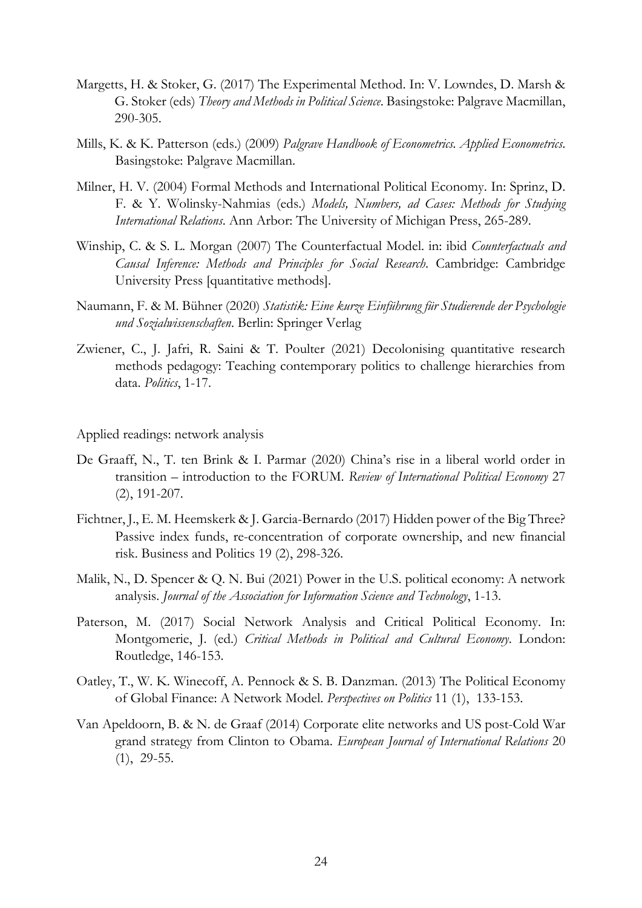Margetts, H. & Stoker, G. (2017) The Experimental Method. In: V. Lowndes, D. Marsh & G. Stoker (eds) *Theory and Methods in Political Science*. Basingstoke: Palgrave Macmillan, 290-305.

Mills, K. & K. Patterson (eds.) (2009) *Palgrave Handbook of Econometrics. Applied Econometrics*. Basingstoke: Palgrave Macmillan.

Milner, H. V. (2004) Formal Methods and International Political Economy. In: Sprinz, D. F. & Y. Wolinsky-Nahmias (eds.) *Models, Numbers, ad Cases: Methods for Studying International Relations*. Ann Arbor: The University of Michigan Press, 265-289.

Winship, C. & S. L. Morgan (2007) The Counterfactual Model. in: ibid *Counterfactuals and Causal Inference: Methods and Principles for Social Research*. Cambridge: Cambridge University Press [quantitative methods].

Naumann, F. & M. Bühner (2020) *Statistik: Eine kurze Einführung für Studierende der Psychologie und Sozialwissenschaften*. Berlin: Springer Verlag

Zwiener, C., J. Jafri, R. Saini & T. Poulter (2021) Decolonising quantitative research methods pedagogy: Teaching contemporary politics to challenge hierarchies from data. *Politics*, 1-17.

Applied readings: network analysis

De Graaff, N., T. ten Brink & I. Parmar (2020) China's rise in a liberal world order in transition – introduction to the FORUM. *Review of International Political Economy* 27 (2), 191-207.

Fichtner, J., E. M. Heemskerk & J. Garcia-Bernardo (2017) Hidden power of the Big Three? Passive index funds, re-concentration of corporate ownership, and new financial risk. Business and Politics 19 (2), 298-326.

Malik, N., D. Spencer & Q. N. Bui (2021) Power in the U.S. political economy: A network analysis. *Journal of the Association for Information Science and Technology*, 1-13.

Paterson, M. (2017) Social Network Analysis and Critical Political Economy. In: Montgomerie, J. (ed.) *Critical Methods in Political and Cultural Economy*. London: Routledge, 146-153.

Oatley, T., W. K. Winecoff, A. Pennock & S. B. Danzman. (2013) The Political Economy of Global Finance: A Network Model. *Perspectives on Politics* 11 (1), 133-153.

Van Apeldoorn, B. & N. de Graaf (2014) Corporate elite networks and US post-Cold War grand strategy from Clinton to Obama. *European Journal of International Relations* 20 (1), 29-55.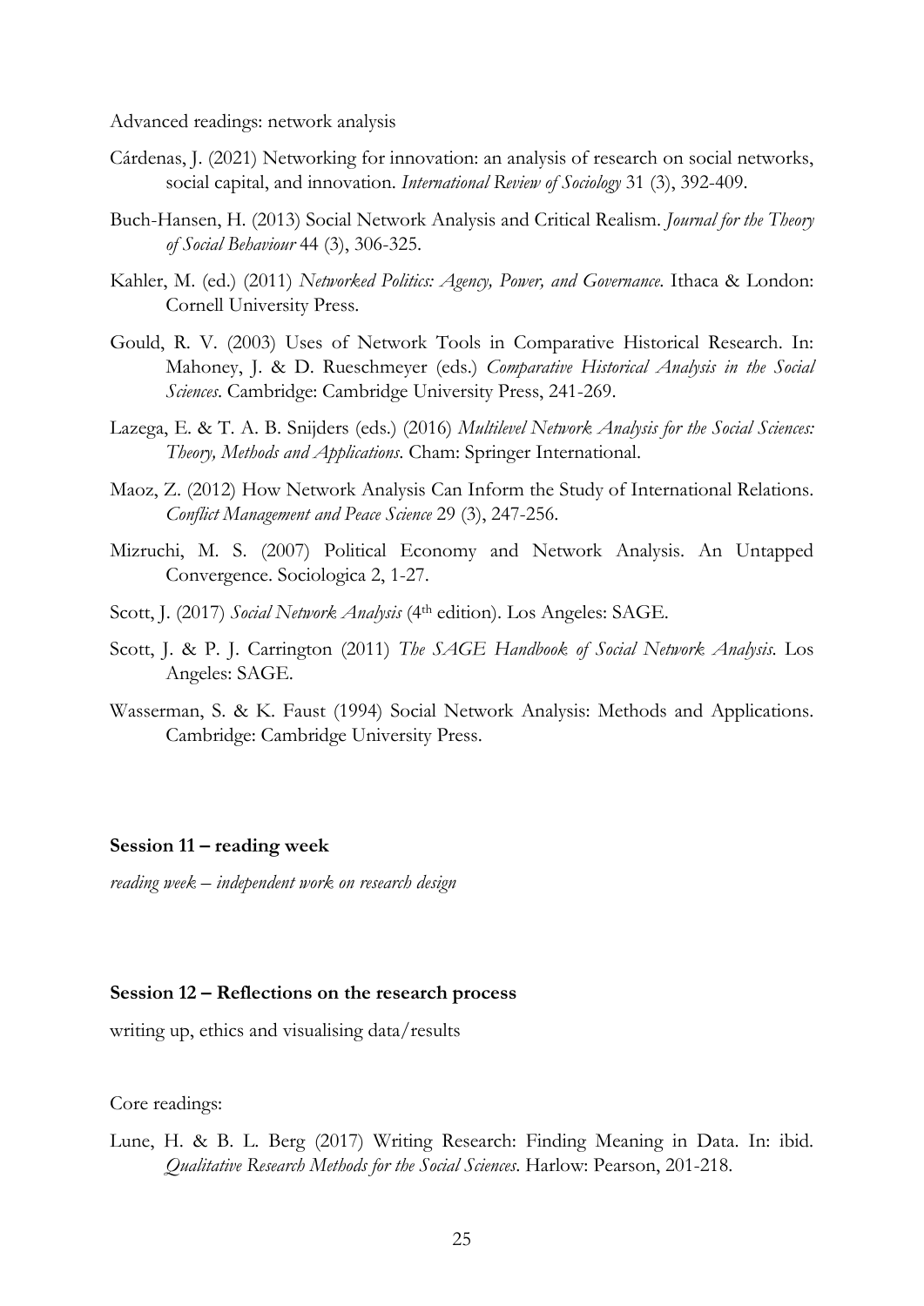Advanced readings: network analysis

Cárdenas, J. (2021) Networking for innovation: an analysis of research on social networks, social capital, and innovation. *International Review of Sociology* 31 (3), 392-409.

Buch-Hansen, H. (2013) Social Network Analysis and Critical Realism. *Journal for the Theory of Social Behaviour* 44 (3), 306-325.

Kahler, M. (ed.) (2011) *Networked Politics: Agency, Power, and Governance*. Ithaca & London: Cornell University Press.

Gould, R. V. (2003) Uses of Network Tools in Comparative Historical Research. In: Mahoney, J. & D. Rueschmeyer (eds.) *Comparative Historical Analysis in the Social Sciences*. Cambridge: Cambridge University Press, 241-269.

Lazega, E. & T. A. B. Snijders (eds.) (2016) *Multilevel Network Analysis for the Social Sciences: Theory, Methods and Applications*. Cham: Springer International.

Maoz, Z. (2012) How Network Analysis Can Inform the Study of International Relations. *Conflict Management and Peace Science* 29 (3), 247-256.

Mizruchi, M. S. (2007) Political Economy and Network Analysis. An Untapped Convergence. Sociologica 2, 1-27.

Scott, J. (2017) *Social Network Analysis* (4th edition). Los Angeles: SAGE.

Scott, J. & P. J. Carrington (2011) *The SAGE Handbook of Social Network Analysis*. Los Angeles: SAGE.

Wasserman, S. & K. Faust (1994) Social Network Analysis: Methods and Applications. Cambridge: Cambridge University Press.

**Session 11 – reading week**

*reading week – independent work on research design*

**Session 12 – Reflections on the research process**

writing up, ethics and visualising data/results

Core readings:

Lune, H. & B. L. Berg (2017) Writing Research: Finding Meaning in Data. In: ibid. *Qualitative Research Methods for the Social Sciences*. Harlow: Pearson, 201-218.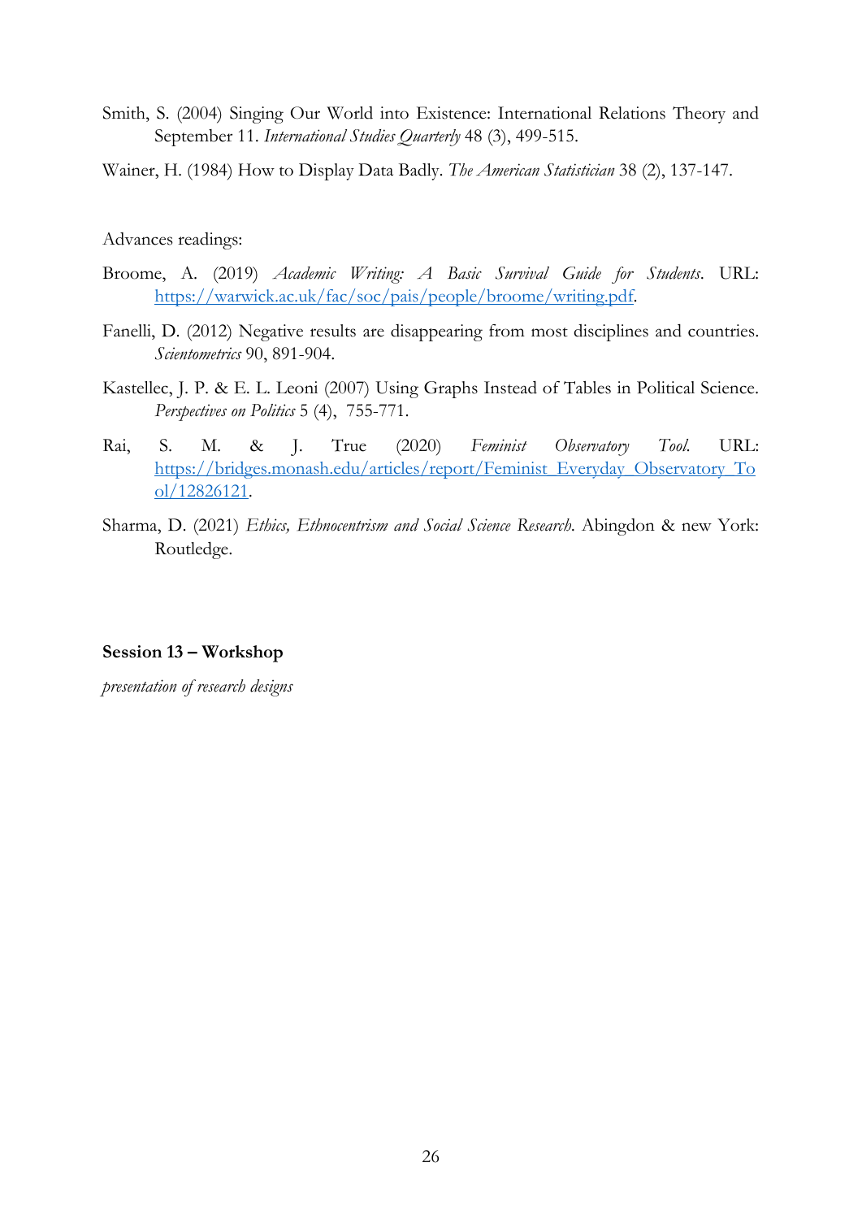Smith, S. (2004) Singing Our World into Existence: International Relations Theory and September 11. *International Studies Quarterly* 48 (3), 499-515.

Wainer, H. (1984) How to Display Data Badly. *The American Statistician* 38 (2), 137-147.

Advances readings:

Broome, A. (2019) *Academic Writing: A Basic Survival Guide for Students*. URL: [https://warwick.ac.uk/fac/soc/pais/people/broome/writing.pdf](https://warwick.ac.uk/fac/soc/pais/people/broome/writing.pdf).

Fanelli, D. (2012) Negative results are disappearing from most disciplines and countries. *Scientometrics* 90, 891-904.

Kastellec, J. P. & E. L. Leoni (2007) Using Graphs Instead of Tables in Political Science. *Perspectives on Politics* 5 (4), 755-771.

Rai, S. M. & J. True (2020) *Feminist Observatory Tool.* URL: [https://bridges.monash.edu/articles/report/Feminist_Everyday_Observatory_Tool/12826121](https://bridges.monash.edu/articles/report/Feminist_Everyday_Observatory_Tool/12826121).

Sharma, D. (2021) *Ethics, Ethnocentrism and Social Science Research*. Abingdon & new York: Routledge.

**Session 13 – Workshop**

*presentation of research designs*